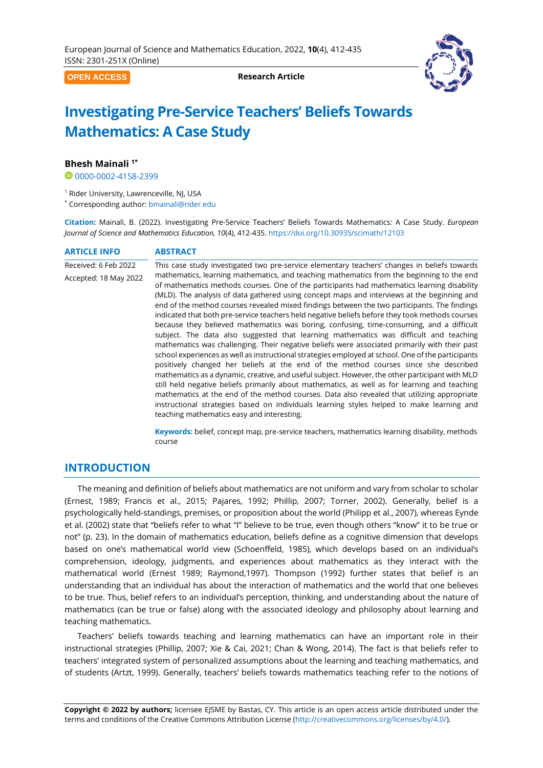European Journal of Science and Mathematics Education, 2022, **10**(4), 412-435
ISSN: 2301-251X (Online)

OPEN ACCESS

**Research Article**

# Investigating Pre-Service Teachers' Beliefs Towards Mathematics: A Case Study

**Bhesh Mainali [1*]**

0000-0002-4158-2399

[1] Rider University, Lawrenceville, NJ, USA

[*] Corresponding author: bmainali@rider.edu

**Citation:** Mainali, B. (2022). Investigating Pre-Service Teachers' Beliefs Towards Mathematics: A Case Study. *European Journal of Science and Mathematics Education, 10*(4), 412-435. https://doi.org/10.30935/scimath/12103

**ARTICLE INFO**

Received: 6 Feb 2022

Accepted: 18 May 2022

**ABSTRACT**

This case study investigated two pre-service elementary teachers' changes in beliefs towards mathematics, learning mathematics, and teaching mathematics from the beginning to the end of mathematics methods courses. One of the participants had mathematics learning disability (MLD). The analysis of data gathered using concept maps and interviews at the beginning and end of the method courses revealed mixed findings between the two participants. The findings indicated that both pre-service teachers held negative beliefs before they took methods courses because they believed mathematics was boring, confusing, time-consuming, and a difficult subject. The data also suggested that learning mathematics was difficult and teaching mathematics was challenging. Their negative beliefs were associated primarily with their past school experiences as well as instructional strategies employed at school. One of the participants positively changed her beliefs at the end of the method courses since she described mathematics as a dynamic, creative, and useful subject. However, the other participant with MLD still held negative beliefs primarily about mathematics, as well as for learning and teaching mathematics at the end of the method courses. Data also revealed that utilizing appropriate instructional strategies based on individuals learning styles helped to make learning and teaching mathematics easy and interesting.

**Keywords:** belief, concept map, pre-service teachers, mathematics learning disability, methods course

## INTRODUCTION

The meaning and definition of beliefs about mathematics are not uniform and vary from scholar to scholar (Ernest, 1989; Francis et al., 2015; Pajares, 1992; Phillip, 2007; Torner, 2002). Generally, belief is a psychologically held-standings, premises, or proposition about the world (Philipp et al., 2007), whereas Eynde et al. (2002) state that "beliefs refer to what "I" believe to be true, even though others "know" it to be true or not" (p. 23). In the domain of mathematics education, beliefs define as a cognitive dimension that develops based on one's mathematical world view (Schoenffeld, 1985), which develops based on an individual's comprehension, ideology, judgments, and experiences about mathematics as they interact with the mathematical world (Ernest 1989; Raymond,1997). Thompson (1992) further states that belief is an understanding that an individual has about the interaction of mathematics and the world that one believes to be true. Thus, belief refers to an individual's perception, thinking, and understanding about the nature of mathematics (can be true or false) along with the associated ideology and philosophy about learning and teaching mathematics.

Teachers' beliefs towards teaching and learning mathematics can have an important role in their instructional strategies (Phillip, 2007; Xie & Cai, 2021; Chan & Wong, 2014). The fact is that beliefs refer to teachers' integrated system of personalized assumptions about the learning and teaching mathematics, and of students (Artzt, 1999). Generally, teachers' beliefs towards mathematics teaching refer to the notions of

**Copyright © 2022 by authors;** licensee EJSME by Bastas, CY. This article is an open access article distributed under the terms and conditions of the Creative Commons Attribution License (http://creativecommons.org/licenses/by/4.0/).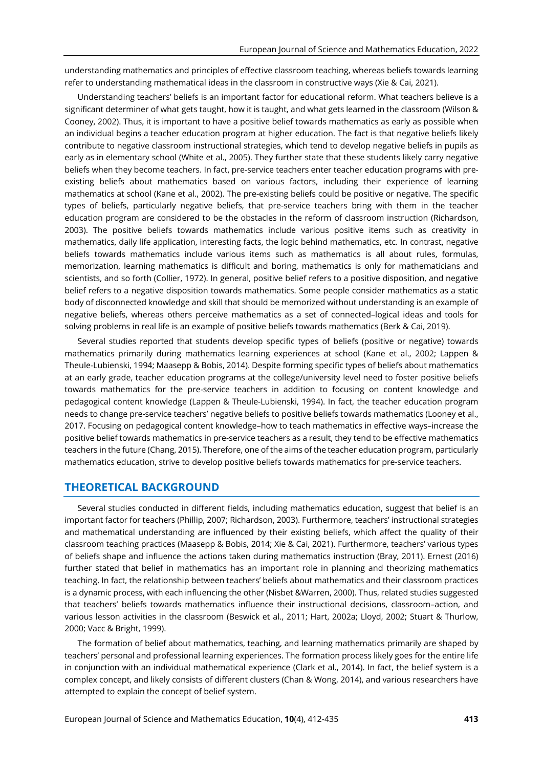understanding mathematics and principles of effective classroom teaching, whereas beliefs towards learning refer to understanding mathematical ideas in the classroom in constructive ways (Xie & Cai, 2021).

Understanding teachers' beliefs is an important factor for educational reform. What teachers believe is a significant determiner of what gets taught, how it is taught, and what gets learned in the classroom (Wilson & Cooney, 2002). Thus, it is important to have a positive belief towards mathematics as early as possible when an individual begins a teacher education program at higher education. The fact is that negative beliefs likely contribute to negative classroom instructional strategies, which tend to develop negative beliefs in pupils as early as in elementary school (White et al., 2005). They further state that these students likely carry negative beliefs when they become teachers. In fact, pre-service teachers enter teacher education programs with pre-existing beliefs about mathematics based on various factors, including their experience of learning mathematics at school (Kane et al., 2002). The pre-existing beliefs could be positive or negative. The specific types of beliefs, particularly negative beliefs, that pre-service teachers bring with them in the teacher education program are considered to be the obstacles in the reform of classroom instruction (Richardson, 2003). The positive beliefs towards mathematics include various positive items such as creativity in mathematics, daily life application, interesting facts, the logic behind mathematics, etc. In contrast, negative beliefs towards mathematics include various items such as mathematics is all about rules, formulas, memorization, learning mathematics is difficult and boring, mathematics is only for mathematicians and scientists, and so forth (Collier, 1972). In general, positive belief refers to a positive disposition, and negative belief refers to a negative disposition towards mathematics. Some people consider mathematics as a static body of disconnected knowledge and skill that should be memorized without understanding is an example of negative beliefs, whereas others perceive mathematics as a set of connected–logical ideas and tools for solving problems in real life is an example of positive beliefs towards mathematics (Berk & Cai, 2019).

Several studies reported that students develop specific types of beliefs (positive or negative) towards mathematics primarily during mathematics learning experiences at school (Kane et al., 2002; Lappen & Theule-Lubienski, 1994; Maasepp & Bobis, 2014). Despite forming specific types of beliefs about mathematics at an early grade, teacher education programs at the college/university level need to foster positive beliefs towards mathematics for the pre-service teachers in addition to focusing on content knowledge and pedagogical content knowledge (Lappen & Theule-Lubienski, 1994). In fact, the teacher education program needs to change pre-service teachers' negative beliefs to positive beliefs towards mathematics (Looney et al., 2017. Focusing on pedagogical content knowledge–how to teach mathematics in effective ways–increase the positive belief towards mathematics in pre-service teachers as a result, they tend to be effective mathematics teachers in the future (Chang, 2015). Therefore, one of the aims of the teacher education program, particularly mathematics education, strive to develop positive beliefs towards mathematics for pre-service teachers.

## THEORETICAL BACKGROUND

Several studies conducted in different fields, including mathematics education, suggest that belief is an important factor for teachers (Phillip, 2007; Richardson, 2003). Furthermore, teachers' instructional strategies and mathematical understanding are influenced by their existing beliefs, which affect the quality of their classroom teaching practices (Maasepp & Bobis, 2014; Xie & Cai, 2021). Furthermore, teachers' various types of beliefs shape and influence the actions taken during mathematics instruction (Bray, 2011). Ernest (2016) further stated that belief in mathematics has an important role in planning and theorizing mathematics teaching. In fact, the relationship between teachers' beliefs about mathematics and their classroom practices is a dynamic process, with each influencing the other (Nisbet &Warren, 2000). Thus, related studies suggested that teachers' beliefs towards mathematics influence their instructional decisions, classroom–action, and various lesson activities in the classroom (Beswick et al., 2011; Hart, 2002a; Lloyd, 2002; Stuart & Thurlow, 2000; Vacc & Bright, 1999).

The formation of belief about mathematics, teaching, and learning mathematics primarily are shaped by teachers' personal and professional learning experiences. The formation process likely goes for the entire life in conjunction with an individual mathematical experience (Clark et al., 2014). In fact, the belief system is a complex concept, and likely consists of different clusters (Chan & Wong, 2014), and various researchers have attempted to explain the concept of belief system.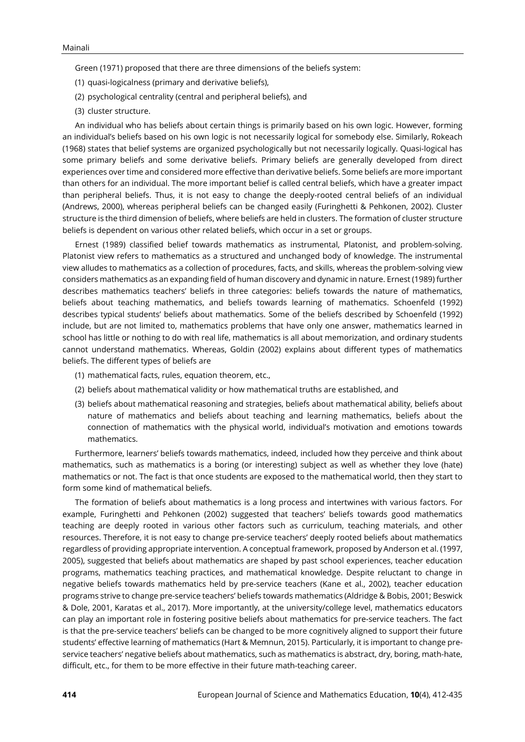Green (1971) proposed that there are three dimensions of the beliefs system:

(1) quasi-logicalness (primary and derivative beliefs),

(2) psychological centrality (central and peripheral beliefs), and

(3) cluster structure.

An individual who has beliefs about certain things is primarily based on his own logic. However, forming an individual's beliefs based on his own logic is not necessarily logical for somebody else. Similarly, Rokeach (1968) states that belief systems are organized psychologically but not necessarily logically. Quasi-logical has some primary beliefs and some derivative beliefs. Primary beliefs are generally developed from direct experiences over time and considered more effective than derivative beliefs. Some beliefs are more important than others for an individual. The more important belief is called central beliefs, which have a greater impact than peripheral beliefs. Thus, it is not easy to change the deeply-rooted central beliefs of an individual (Andrews, 2000), whereas peripheral beliefs can be changed easily (Furinghetti & Pehkonen, 2002). Cluster structure is the third dimension of beliefs, where beliefs are held in clusters. The formation of cluster structure beliefs is dependent on various other related beliefs, which occur in a set or groups.

Ernest (1989) classified belief towards mathematics as instrumental, Platonist, and problem-solving. Platonist view refers to mathematics as a structured and unchanged body of knowledge. The instrumental view alludes to mathematics as a collection of procedures, facts, and skills, whereas the problem-solving view considers mathematics as an expanding field of human discovery and dynamic in nature. Ernest (1989) further describes mathematics teachers' beliefs in three categories: beliefs towards the nature of mathematics, beliefs about teaching mathematics, and beliefs towards learning of mathematics. Schoenfeld (1992) describes typical students' beliefs about mathematics. Some of the beliefs described by Schoenfeld (1992) include, but are not limited to, mathematics problems that have only one answer, mathematics learned in school has little or nothing to do with real life, mathematics is all about memorization, and ordinary students cannot understand mathematics. Whereas, Goldin (2002) explains about different types of mathematics beliefs. The different types of beliefs are

(1) mathematical facts, rules, equation theorem, etc.,

(2) beliefs about mathematical validity or how mathematical truths are established, and

(3) beliefs about mathematical reasoning and strategies, beliefs about mathematical ability, beliefs about nature of mathematics and beliefs about teaching and learning mathematics, beliefs about the connection of mathematics with the physical world, individual's motivation and emotions towards mathematics.

Furthermore, learners' beliefs towards mathematics, indeed, included how they perceive and think about mathematics, such as mathematics is a boring (or interesting) subject as well as whether they love (hate) mathematics or not. The fact is that once students are exposed to the mathematical world, then they start to form some kind of mathematical beliefs.

The formation of beliefs about mathematics is a long process and intertwines with various factors. For example, Furinghetti and Pehkonen (2002) suggested that teachers' beliefs towards good mathematics teaching are deeply rooted in various other factors such as curriculum, teaching materials, and other resources. Therefore, it is not easy to change pre-service teachers' deeply rooted beliefs about mathematics regardless of providing appropriate intervention. A conceptual framework, proposed by Anderson et al. (1997, 2005), suggested that beliefs about mathematics are shaped by past school experiences, teacher education programs, mathematics teaching practices, and mathematical knowledge. Despite reluctant to change in negative beliefs towards mathematics held by pre-service teachers (Kane et al., 2002), teacher education programs strive to change pre-service teachers' beliefs towards mathematics (Aldridge & Bobis, 2001; Beswick & Dole, 2001, Karatas et al., 2017). More importantly, at the university/college level, mathematics educators can play an important role in fostering positive beliefs about mathematics for pre-service teachers. The fact is that the pre-service teachers' beliefs can be changed to be more cognitively aligned to support their future students' effective learning of mathematics (Hart & Memnun, 2015). Particularly, it is important to change pre-service teachers' negative beliefs about mathematics, such as mathematics is abstract, dry, boring, math-hate, difficult, etc., for them to be more effective in their future math-teaching career.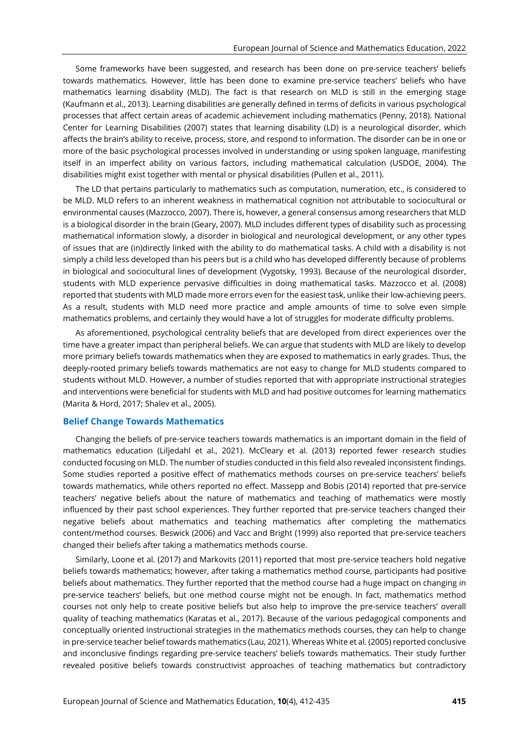Some frameworks have been suggested, and research has been done on pre-service teachers' beliefs towards mathematics. However, little has been done to examine pre-service teachers' beliefs who have mathematics learning disability (MLD). The fact is that research on MLD is still in the emerging stage (Kaufmann et al., 2013). Learning disabilities are generally defined in terms of deficits in various psychological processes that affect certain areas of academic achievement including mathematics (Penny, 2018). National Center for Learning Disabilities (2007) states that learning disability (LD) is a neurological disorder, which affects the brain's ability to receive, process, store, and respond to information. The disorder can be in one or more of the basic psychological processes involved in understanding or using spoken language, manifesting itself in an imperfect ability on various factors, including mathematical calculation (USDOE, 2004). The disabilities might exist together with mental or physical disabilities (Pullen et al., 2011).

The LD that pertains particularly to mathematics such as computation, numeration, etc., is considered to be MLD. MLD refers to an inherent weakness in mathematical cognition not attributable to sociocultural or environmental causes (Mazzocco, 2007). There is, however, a general consensus among researchers that MLD is a biological disorder in the brain (Geary, 2007). MLD includes different types of disability such as processing mathematical information slowly, a disorder in biological and neurological development, or any other types of issues that are (in)directly linked with the ability to do mathematical tasks. A child with a disability is not simply a child less developed than his peers but is a child who has developed differently because of problems in biological and sociocultural lines of development (Vygotsky, 1993). Because of the neurological disorder, students with MLD experience pervasive difficulties in doing mathematical tasks. Mazzocco et al. (2008) reported that students with MLD made more errors even for the easiest task, unlike their low-achieving peers. As a result, students with MLD need more practice and ample amounts of time to solve even simple mathematics problems, and certainly they would have a lot of struggles for moderate difficulty problems.

As aforementioned, psychological centrality beliefs that are developed from direct experiences over the time have a greater impact than peripheral beliefs. We can argue that students with MLD are likely to develop more primary beliefs towards mathematics when they are exposed to mathematics in early grades. Thus, the deeply-rooted primary beliefs towards mathematics are not easy to change for MLD students compared to students without MLD. However, a number of studies reported that with appropriate instructional strategies and interventions were beneficial for students with MLD and had positive outcomes for learning mathematics (Marita & Hord, 2017; Shalev et al., 2005).

## Belief Change Towards Mathematics

Changing the beliefs of pre-service teachers towards mathematics is an important domain in the field of mathematics education (Liljedahl et al., 2021). McCleary et al. (2013) reported fewer research studies conducted focusing on MLD. The number of studies conducted in this field also revealed inconsistent findings. Some studies reported a positive effect of mathematics methods courses on pre-service teachers' beliefs towards mathematics, while others reported no effect. Massepp and Bobis (2014) reported that pre-service teachers' negative beliefs about the nature of mathematics and teaching of mathematics were mostly influenced by their past school experiences. They further reported that pre-service teachers changed their negative beliefs about mathematics and teaching mathematics after completing the mathematics content/method courses. Beswick (2006) and Vacc and Bright (1999) also reported that pre-service teachers changed their beliefs after taking a mathematics methods course.

Similarly, Loone et al. (2017) and Markovits (2011) reported that most pre-service teachers hold negative beliefs towards mathematics; however, after taking a mathematics method course, participants had positive beliefs about mathematics. They further reported that the method course had a huge impact on changing in pre-service teachers' beliefs, but one method course might not be enough. In fact, mathematics method courses not only help to create positive beliefs but also help to improve the pre-service teachers' overall quality of teaching mathematics (Karatas et al., 2017). Because of the various pedagogical components and conceptually oriented instructional strategies in the mathematics methods courses, they can help to change in pre-service teacher belief towards mathematics (Lau, 2021). Whereas White et al. (2005) reported conclusive and inconclusive findings regarding pre-service teachers' beliefs towards mathematics. Their study further revealed positive beliefs towards constructivist approaches of teaching mathematics but contradictory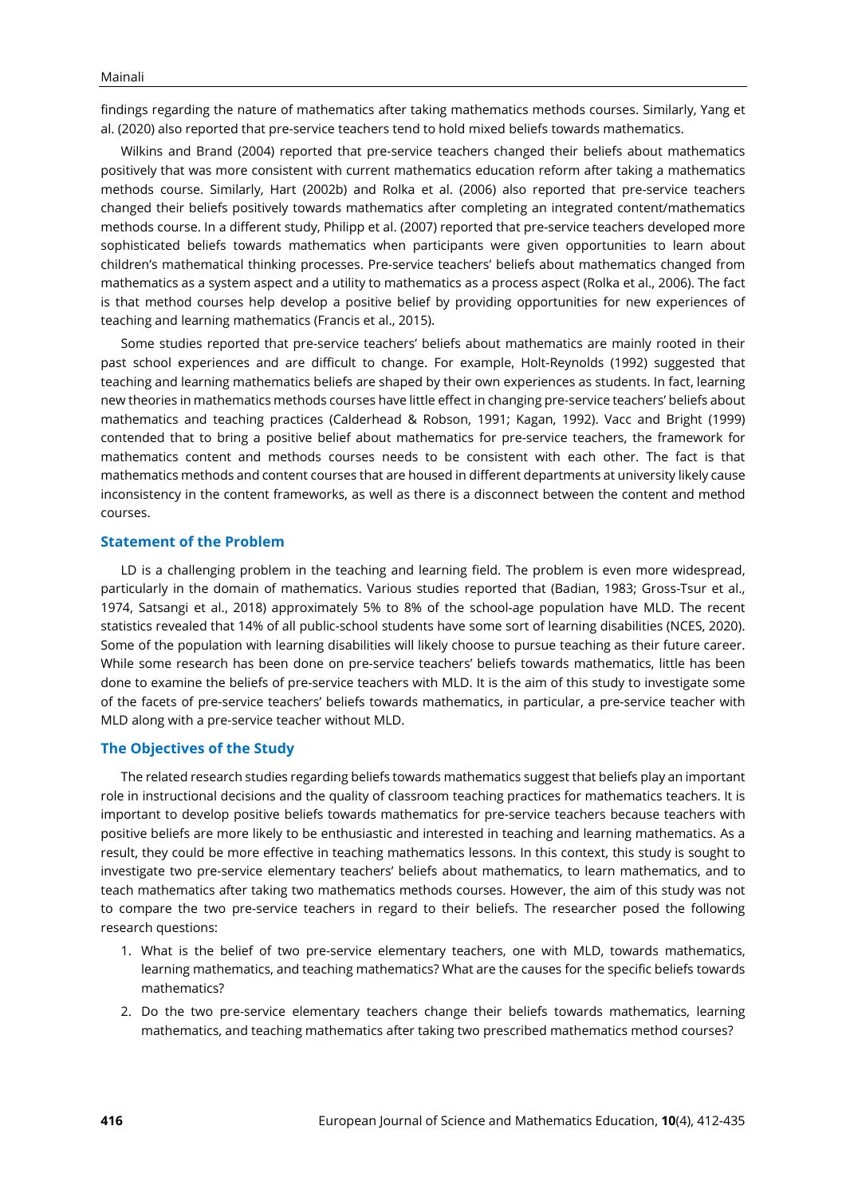findings regarding the nature of mathematics after taking mathematics methods courses. Similarly, Yang et al. (2020) also reported that pre-service teachers tend to hold mixed beliefs towards mathematics.

Wilkins and Brand (2004) reported that pre-service teachers changed their beliefs about mathematics positively that was more consistent with current mathematics education reform after taking a mathematics methods course. Similarly, Hart (2002b) and Rolka et al. (2006) also reported that pre-service teachers changed their beliefs positively towards mathematics after completing an integrated content/mathematics methods course. In a different study, Philipp et al. (2007) reported that pre-service teachers developed more sophisticated beliefs towards mathematics when participants were given opportunities to learn about children's mathematical thinking processes. Pre-service teachers' beliefs about mathematics changed from mathematics as a system aspect and a utility to mathematics as a process aspect (Rolka et al., 2006). The fact is that method courses help develop a positive belief by providing opportunities for new experiences of teaching and learning mathematics (Francis et al., 2015).

Some studies reported that pre-service teachers' beliefs about mathematics are mainly rooted in their past school experiences and are difficult to change. For example, Holt-Reynolds (1992) suggested that teaching and learning mathematics beliefs are shaped by their own experiences as students. In fact, learning new theories in mathematics methods courses have little effect in changing pre-service teachers' beliefs about mathematics and teaching practices (Calderhead & Robson, 1991; Kagan, 1992). Vacc and Bright (1999) contended that to bring a positive belief about mathematics for pre-service teachers, the framework for mathematics content and methods courses needs to be consistent with each other. The fact is that mathematics methods and content courses that are housed in different departments at university likely cause inconsistency in the content frameworks, as well as there is a disconnect between the content and method courses.

## Statement of the Problem

LD is a challenging problem in the teaching and learning field. The problem is even more widespread, particularly in the domain of mathematics. Various studies reported that (Badian, 1983; Gross-Tsur et al., 1974, Satsangi et al., 2018) approximately 5% to 8% of the school-age population have MLD. The recent statistics revealed that 14% of all public-school students have some sort of learning disabilities (NCES, 2020). Some of the population with learning disabilities will likely choose to pursue teaching as their future career. While some research has been done on pre-service teachers' beliefs towards mathematics, little has been done to examine the beliefs of pre-service teachers with MLD. It is the aim of this study to investigate some of the facets of pre-service teachers' beliefs towards mathematics, in particular, a pre-service teacher with MLD along with a pre-service teacher without MLD.

## The Objectives of the Study

The related research studies regarding beliefs towards mathematics suggest that beliefs play an important role in instructional decisions and the quality of classroom teaching practices for mathematics teachers. It is important to develop positive beliefs towards mathematics for pre-service teachers because teachers with positive beliefs are more likely to be enthusiastic and interested in teaching and learning mathematics. As a result, they could be more effective in teaching mathematics lessons. In this context, this study is sought to investigate two pre-service elementary teachers' beliefs about mathematics, to learn mathematics, and to teach mathematics after taking two mathematics methods courses. However, the aim of this study was not to compare the two pre-service teachers in regard to their beliefs. The researcher posed the following research questions:

1. What is the belief of two pre-service elementary teachers, one with MLD, towards mathematics, learning mathematics, and teaching mathematics? What are the causes for the specific beliefs towards mathematics?
2. Do the two pre-service elementary teachers change their beliefs towards mathematics, learning mathematics, and teaching mathematics after taking two prescribed mathematics method courses?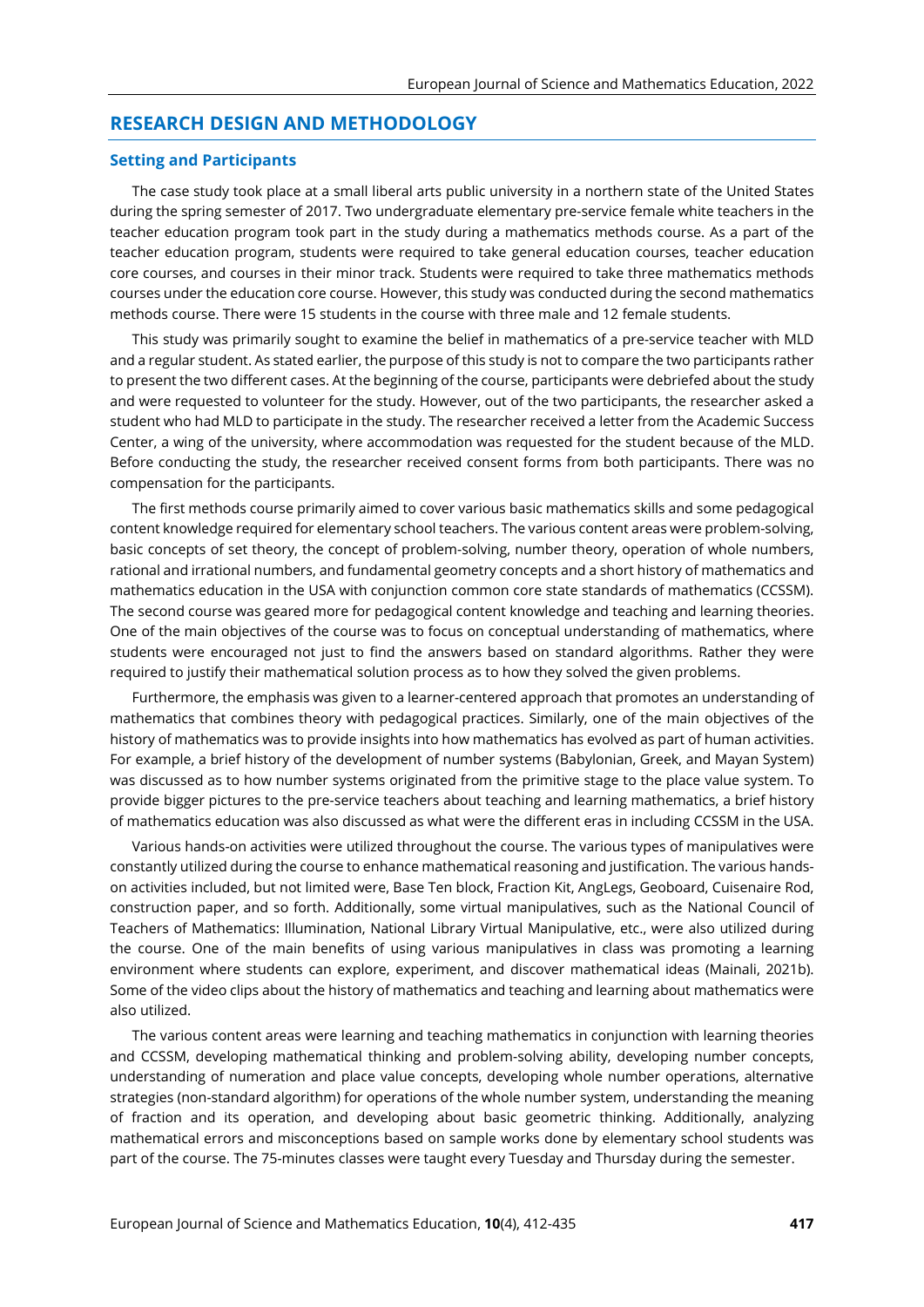## RESEARCH DESIGN AND METHODOLOGY

### Setting and Participants

The case study took place at a small liberal arts public university in a northern state of the United States during the spring semester of 2017. Two undergraduate elementary pre-service female white teachers in the teacher education program took part in the study during a mathematics methods course. As a part of the teacher education program, students were required to take general education courses, teacher education core courses, and courses in their minor track. Students were required to take three mathematics methods courses under the education core course. However, this study was conducted during the second mathematics methods course. There were 15 students in the course with three male and 12 female students.

This study was primarily sought to examine the belief in mathematics of a pre-service teacher with MLD and a regular student. As stated earlier, the purpose of this study is not to compare the two participants rather to present the two different cases. At the beginning of the course, participants were debriefed about the study and were requested to volunteer for the study. However, out of the two participants, the researcher asked a student who had MLD to participate in the study. The researcher received a letter from the Academic Success Center, a wing of the university, where accommodation was requested for the student because of the MLD. Before conducting the study, the researcher received consent forms from both participants. There was no compensation for the participants.

The first methods course primarily aimed to cover various basic mathematics skills and some pedagogical content knowledge required for elementary school teachers. The various content areas were problem-solving, basic concepts of set theory, the concept of problem-solving, number theory, operation of whole numbers, rational and irrational numbers, and fundamental geometry concepts and a short history of mathematics and mathematics education in the USA with conjunction common core state standards of mathematics (CCSSM). The second course was geared more for pedagogical content knowledge and teaching and learning theories. One of the main objectives of the course was to focus on conceptual understanding of mathematics, where students were encouraged not just to find the answers based on standard algorithms. Rather they were required to justify their mathematical solution process as to how they solved the given problems.

Furthermore, the emphasis was given to a learner-centered approach that promotes an understanding of mathematics that combines theory with pedagogical practices. Similarly, one of the main objectives of the history of mathematics was to provide insights into how mathematics has evolved as part of human activities. For example, a brief history of the development of number systems (Babylonian, Greek, and Mayan System) was discussed as to how number systems originated from the primitive stage to the place value system. To provide bigger pictures to the pre-service teachers about teaching and learning mathematics, a brief history of mathematics education was also discussed as what were the different eras in including CCSSM in the USA.

Various hands-on activities were utilized throughout the course. The various types of manipulatives were constantly utilized during the course to enhance mathematical reasoning and justification. The various hands-on activities included, but not limited were, Base Ten block, Fraction Kit, AngLegs, Geoboard, Cuisenaire Rod, construction paper, and so forth. Additionally, some virtual manipulatives, such as the National Council of Teachers of Mathematics: Illumination, National Library Virtual Manipulative, etc., were also utilized during the course. One of the main benefits of using various manipulatives in class was promoting a learning environment where students can explore, experiment, and discover mathematical ideas (Mainali, 2021b). Some of the video clips about the history of mathematics and teaching and learning about mathematics were also utilized.

The various content areas were learning and teaching mathematics in conjunction with learning theories and CCSSM, developing mathematical thinking and problem-solving ability, developing number concepts, understanding of numeration and place value concepts, developing whole number operations, alternative strategies (non-standard algorithm) for operations of the whole number system, understanding the meaning of fraction and its operation, and developing about basic geometric thinking. Additionally, analyzing mathematical errors and misconceptions based on sample works done by elementary school students was part of the course. The 75-minutes classes were taught every Tuesday and Thursday during the semester.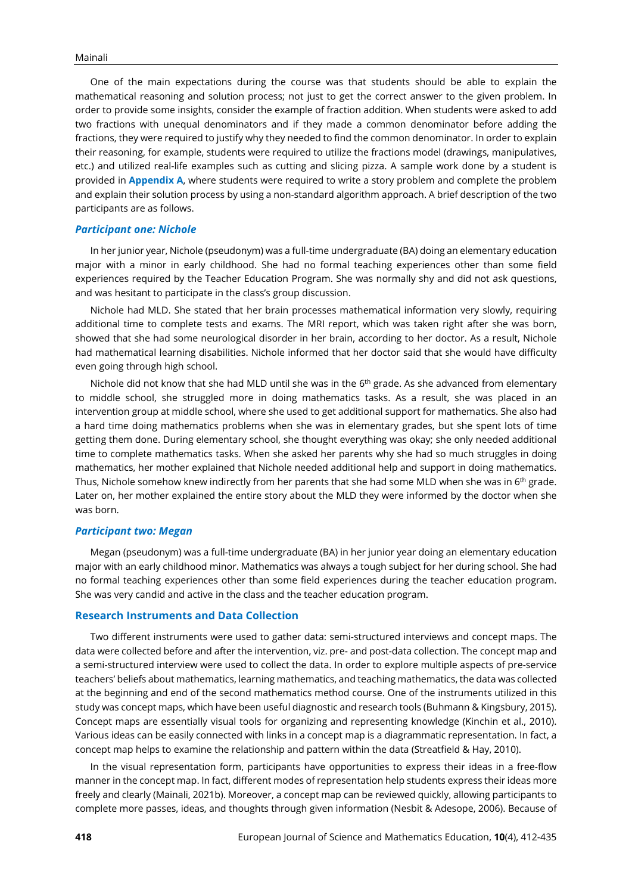One of the main expectations during the course was that students should be able to explain the mathematical reasoning and solution process; not just to get the correct answer to the given problem. In order to provide some insights, consider the example of fraction addition. When students were asked to add two fractions with unequal denominators and if they made a common denominator before adding the fractions, they were required to justify why they needed to find the common denominator. In order to explain their reasoning, for example, students were required to utilize the fractions model (drawings, manipulatives, etc.) and utilized real-life examples such as cutting and slicing pizza. A sample work done by a student is provided in **Appendix A**, where students were required to write a story problem and complete the problem and explain their solution process by using a non-standard algorithm approach. A brief description of the two participants are as follows.

### *Participant one: Nichole*

In her junior year, Nichole (pseudonym) was a full-time undergraduate (BA) doing an elementary education major with a minor in early childhood. She had no formal teaching experiences other than some field experiences required by the Teacher Education Program. She was normally shy and did not ask questions, and was hesitant to participate in the class's group discussion.

Nichole had MLD. She stated that her brain processes mathematical information very slowly, requiring additional time to complete tests and exams. The MRI report, which was taken right after she was born, showed that she had some neurological disorder in her brain, according to her doctor. As a result, Nichole had mathematical learning disabilities. Nichole informed that her doctor said that she would have difficulty even going through high school.

Nichole did not know that she had MLD until she was in the 6th grade. As she advanced from elementary to middle school, she struggled more in doing mathematics tasks. As a result, she was placed in an intervention group at middle school, where she used to get additional support for mathematics. She also had a hard time doing mathematics problems when she was in elementary grades, but she spent lots of time getting them done. During elementary school, she thought everything was okay; she only needed additional time to complete mathematics tasks. When she asked her parents why she had so much struggles in doing mathematics, her mother explained that Nichole needed additional help and support in doing mathematics. Thus, Nichole somehow knew indirectly from her parents that she had some MLD when she was in 6th grade. Later on, her mother explained the entire story about the MLD they were informed by the doctor when she was born.

### *Participant two: Megan*

Megan (pseudonym) was a full-time undergraduate (BA) in her junior year doing an elementary education major with an early childhood minor. Mathematics was always a tough subject for her during school. She had no formal teaching experiences other than some field experiences during the teacher education program. She was very candid and active in the class and the teacher education program.

## Research Instruments and Data Collection

Two different instruments were used to gather data: semi-structured interviews and concept maps. The data were collected before and after the intervention, viz. pre- and post-data collection. The concept map and a semi-structured interview were used to collect the data. In order to explore multiple aspects of pre-service teachers' beliefs about mathematics, learning mathematics, and teaching mathematics, the data was collected at the beginning and end of the second mathematics method course. One of the instruments utilized in this study was concept maps, which have been useful diagnostic and research tools (Buhmann & Kingsbury, 2015). Concept maps are essentially visual tools for organizing and representing knowledge (Kinchin et al., 2010). Various ideas can be easily connected with links in a concept map is a diagrammatic representation. In fact, a concept map helps to examine the relationship and pattern within the data (Streatfield & Hay, 2010).

In the visual representation form, participants have opportunities to express their ideas in a free-flow manner in the concept map. In fact, different modes of representation help students express their ideas more freely and clearly (Mainali, 2021b). Moreover, a concept map can be reviewed quickly, allowing participants to complete more passes, ideas, and thoughts through given information (Nesbit & Adesope, 2006). Because of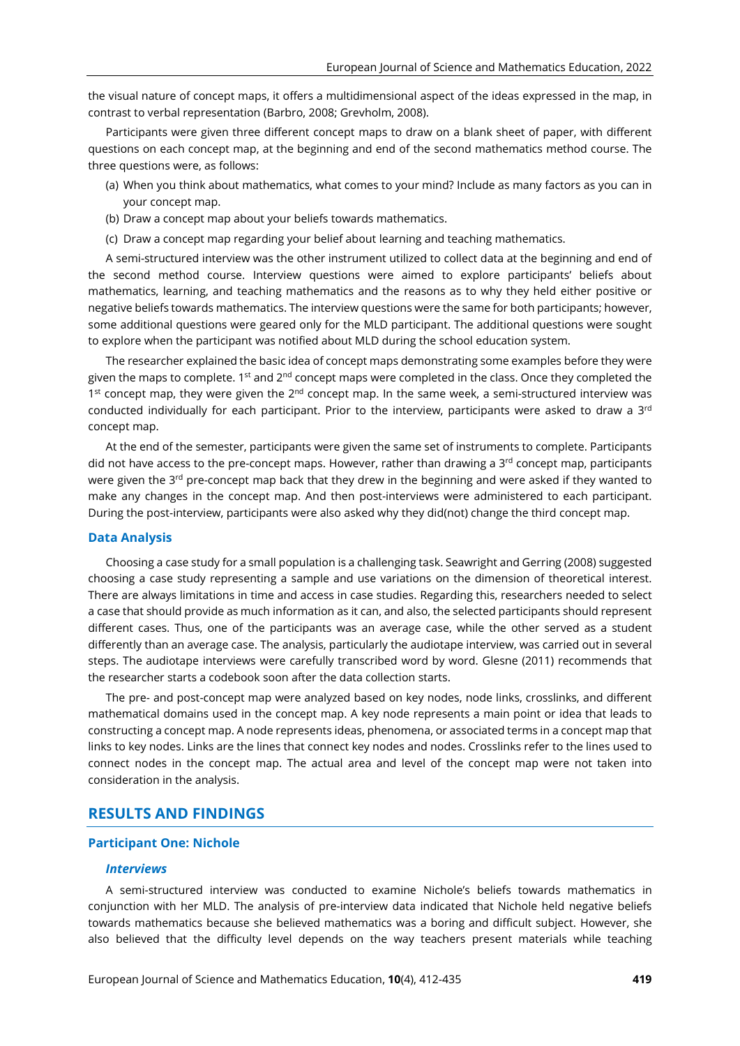the visual nature of concept maps, it offers a multidimensional aspect of the ideas expressed in the map, in contrast to verbal representation (Barbro, 2008; Grevholm, 2008).

Participants were given three different concept maps to draw on a blank sheet of paper, with different questions on each concept map, at the beginning and end of the second mathematics method course. The three questions were, as follows:

(a) When you think about mathematics, what comes to your mind? Include as many factors as you can in your concept map.
(b) Draw a concept map about your beliefs towards mathematics.
(c) Draw a concept map regarding your belief about learning and teaching mathematics.

A semi-structured interview was the other instrument utilized to collect data at the beginning and end of the second method course. Interview questions were aimed to explore participants' beliefs about mathematics, learning, and teaching mathematics and the reasons as to why they held either positive or negative beliefs towards mathematics. The interview questions were the same for both participants; however, some additional questions were geared only for the MLD participant. The additional questions were sought to explore when the participant was notified about MLD during the school education system.

The researcher explained the basic idea of concept maps demonstrating some examples before they were given the maps to complete. 1st and 2nd concept maps were completed in the class. Once they completed the 1st concept map, they were given the 2nd concept map. In the same week, a semi-structured interview was conducted individually for each participant. Prior to the interview, participants were asked to draw a 3rd concept map.

At the end of the semester, participants were given the same set of instruments to complete. Participants did not have access to the pre-concept maps. However, rather than drawing a 3rd concept map, participants were given the 3rd pre-concept map back that they drew in the beginning and were asked if they wanted to make any changes in the concept map. And then post-interviews were administered to each participant. During the post-interview, participants were also asked why they did(not) change the third concept map.

### Data Analysis

Choosing a case study for a small population is a challenging task. Seawright and Gerring (2008) suggested choosing a case study representing a sample and use variations on the dimension of theoretical interest. There are always limitations in time and access in case studies. Regarding this, researchers needed to select a case that should provide as much information as it can, and also, the selected participants should represent different cases. Thus, one of the participants was an average case, while the other served as a student differently than an average case. The analysis, particularly the audiotape interview, was carried out in several steps. The audiotape interviews were carefully transcribed word by word. Glesne (2011) recommends that the researcher starts a codebook soon after the data collection starts.

The pre- and post-concept map were analyzed based on key nodes, node links, crosslinks, and different mathematical domains used in the concept map. A key node represents a main point or idea that leads to constructing a concept map. A node represents ideas, phenomena, or associated terms in a concept map that links to key nodes. Links are the lines that connect key nodes and nodes. Crosslinks refer to the lines used to connect nodes in the concept map. The actual area and level of the concept map were not taken into consideration in the analysis.

## RESULTS AND FINDINGS

### Participant One: Nichole

#### *Interviews*

A semi-structured interview was conducted to examine Nichole's beliefs towards mathematics in conjunction with her MLD. The analysis of pre-interview data indicated that Nichole held negative beliefs towards mathematics because she believed mathematics was a boring and difficult subject. However, she also believed that the difficulty level depends on the way teachers present materials while teaching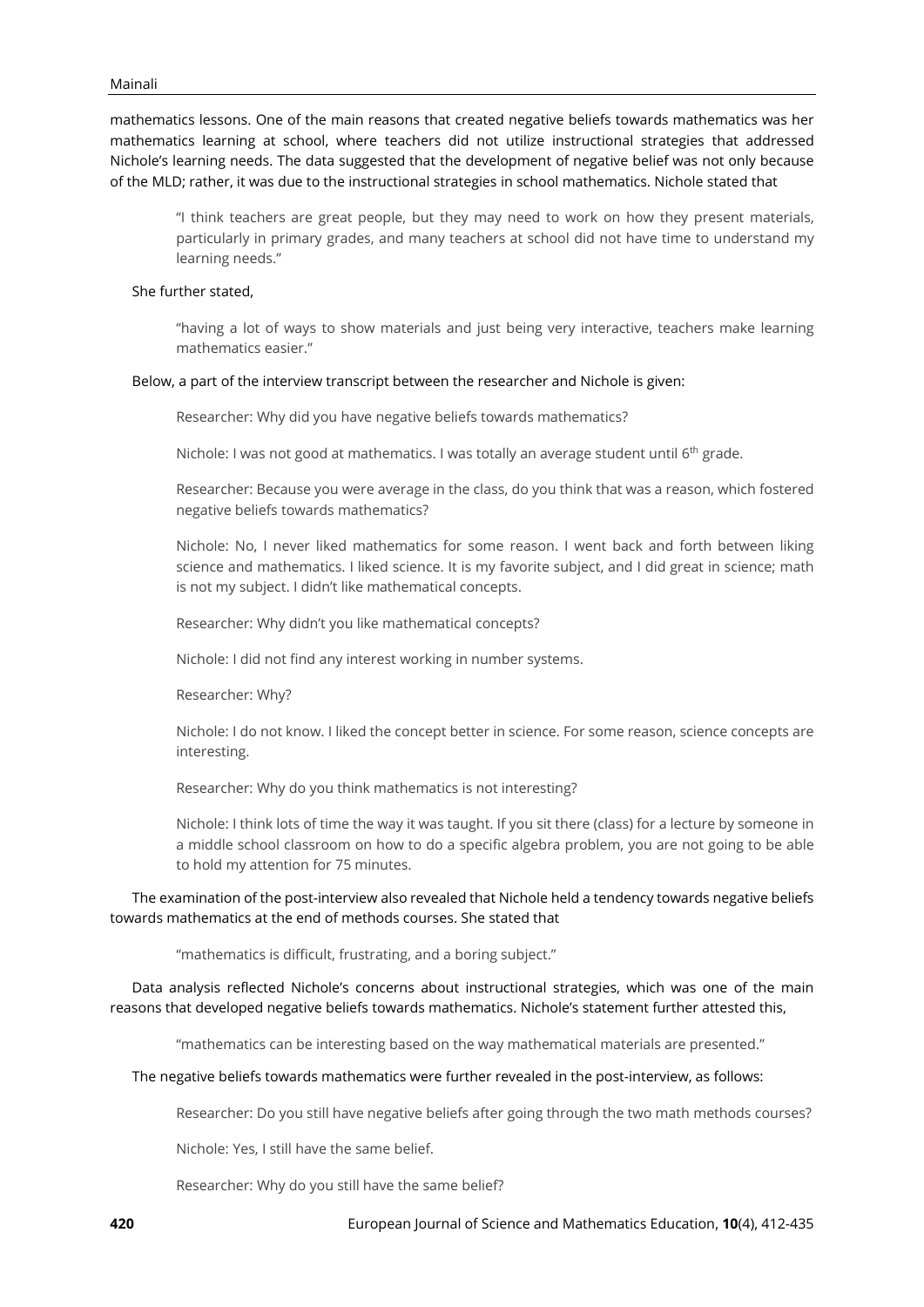mathematics lessons. One of the main reasons that created negative beliefs towards mathematics was her mathematics learning at school, where teachers did not utilize instructional strategies that addressed Nichole's learning needs. The data suggested that the development of negative belief was not only because of the MLD; rather, it was due to the instructional strategies in school mathematics. Nichole stated that

> "I think teachers are great people, but they may need to work on how they present materials, particularly in primary grades, and many teachers at school did not have time to understand my learning needs."

She further stated,

> "having a lot of ways to show materials and just being very interactive, teachers make learning mathematics easier."

Below, a part of the interview transcript between the researcher and Nichole is given:

> Researcher: Why did you have negative beliefs towards mathematics?
>
> Nichole: I was not good at mathematics. I was totally an average student until 6th grade.
>
> Researcher: Because you were average in the class, do you think that was a reason, which fostered negative beliefs towards mathematics?
>
> Nichole: No, I never liked mathematics for some reason. I went back and forth between liking science and mathematics. I liked science. It is my favorite subject, and I did great in science; math is not my subject. I didn't like mathematical concepts.
>
> Researcher: Why didn't you like mathematical concepts?
>
> Nichole: I did not find any interest working in number systems.
>
> Researcher: Why?
>
> Nichole: I do not know. I liked the concept better in science. For some reason, science concepts are interesting.
>
> Researcher: Why do you think mathematics is not interesting?
>
> Nichole: I think lots of time the way it was taught. If you sit there (class) for a lecture by someone in a middle school classroom on how to do a specific algebra problem, you are not going to be able to hold my attention for 75 minutes.

The examination of the post-interview also revealed that Nichole held a tendency towards negative beliefs towards mathematics at the end of methods courses. She stated that

> "mathematics is difficult, frustrating, and a boring subject."

Data analysis reflected Nichole's concerns about instructional strategies, which was one of the main reasons that developed negative beliefs towards mathematics. Nichole's statement further attested this,

> "mathematics can be interesting based on the way mathematical materials are presented."

The negative beliefs towards mathematics were further revealed in the post-interview, as follows:

> Researcher: Do you still have negative beliefs after going through the two math methods courses?
>
> Nichole: Yes, I still have the same belief.
>
> Researcher: Why do you still have the same belief?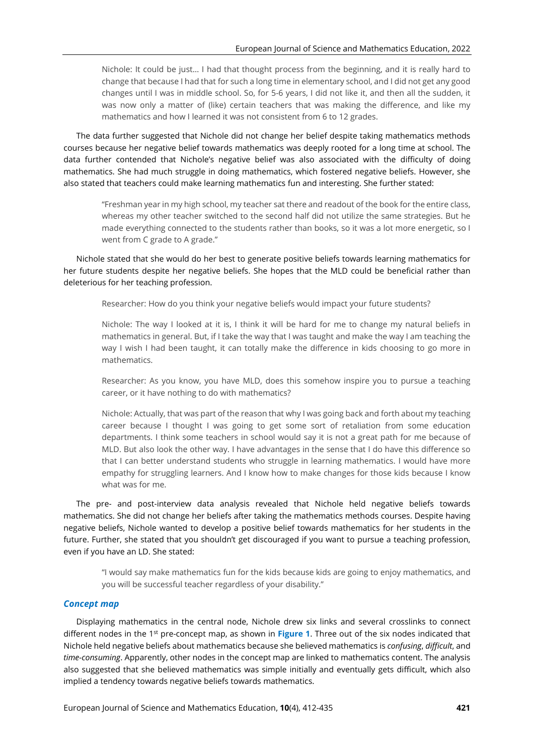Nichole: It could be just… I had that thought process from the beginning, and it is really hard to change that because I had that for such a long time in elementary school, and I did not get any good changes until I was in middle school. So, for 5-6 years, I did not like it, and then all the sudden, it was now only a matter of (like) certain teachers that was making the difference, and like my mathematics and how I learned it was not consistent from 6 to 12 grades.

The data further suggested that Nichole did not change her belief despite taking mathematics methods courses because her negative belief towards mathematics was deeply rooted for a long time at school. The data further contended that Nichole's negative belief was also associated with the difficulty of doing mathematics. She had much struggle in doing mathematics, which fostered negative beliefs. However, she also stated that teachers could make learning mathematics fun and interesting. She further stated:

"Freshman year in my high school, my teacher sat there and readout of the book for the entire class, whereas my other teacher switched to the second half did not utilize the same strategies. But he made everything connected to the students rather than books, so it was a lot more energetic, so I went from C grade to A grade."

Nichole stated that she would do her best to generate positive beliefs towards learning mathematics for her future students despite her negative beliefs. She hopes that the MLD could be beneficial rather than deleterious for her teaching profession.

Researcher: How do you think your negative beliefs would impact your future students?

Nichole: The way I looked at it is, I think it will be hard for me to change my natural beliefs in mathematics in general. But, if I take the way that I was taught and make the way I am teaching the way I wish I had been taught, it can totally make the difference in kids choosing to go more in mathematics.

Researcher: As you know, you have MLD, does this somehow inspire you to pursue a teaching career, or it have nothing to do with mathematics?

Nichole: Actually, that was part of the reason that why I was going back and forth about my teaching career because I thought I was going to get some sort of retaliation from some education departments. I think some teachers in school would say it is not a great path for me because of MLD. But also look the other way. I have advantages in the sense that I do have this difference so that I can better understand students who struggle in learning mathematics. I would have more empathy for struggling learners. And I know how to make changes for those kids because I know what was for me.

The pre- and post-interview data analysis revealed that Nichole held negative beliefs towards mathematics. She did not change her beliefs after taking the mathematics methods courses. Despite having negative beliefs, Nichole wanted to develop a positive belief towards mathematics for her students in the future. Further, she stated that you shouldn't get discouraged if you want to pursue a teaching profession, even if you have an LD. She stated:

"I would say make mathematics fun for the kids because kids are going to enjoy mathematics, and you will be successful teacher regardless of your disability."

### *Concept map*

Displaying mathematics in the central node, Nichole drew six links and several crosslinks to connect different nodes in the 1st pre-concept map, as shown in **Figure 1**. Three out of the six nodes indicated that Nichole held negative beliefs about mathematics because she believed mathematics is *confusing*, *difficult*, and *time-consuming*. Apparently, other nodes in the concept map are linked to mathematics content. The analysis also suggested that she believed mathematics was simple initially and eventually gets difficult, which also implied a tendency towards negative beliefs towards mathematics.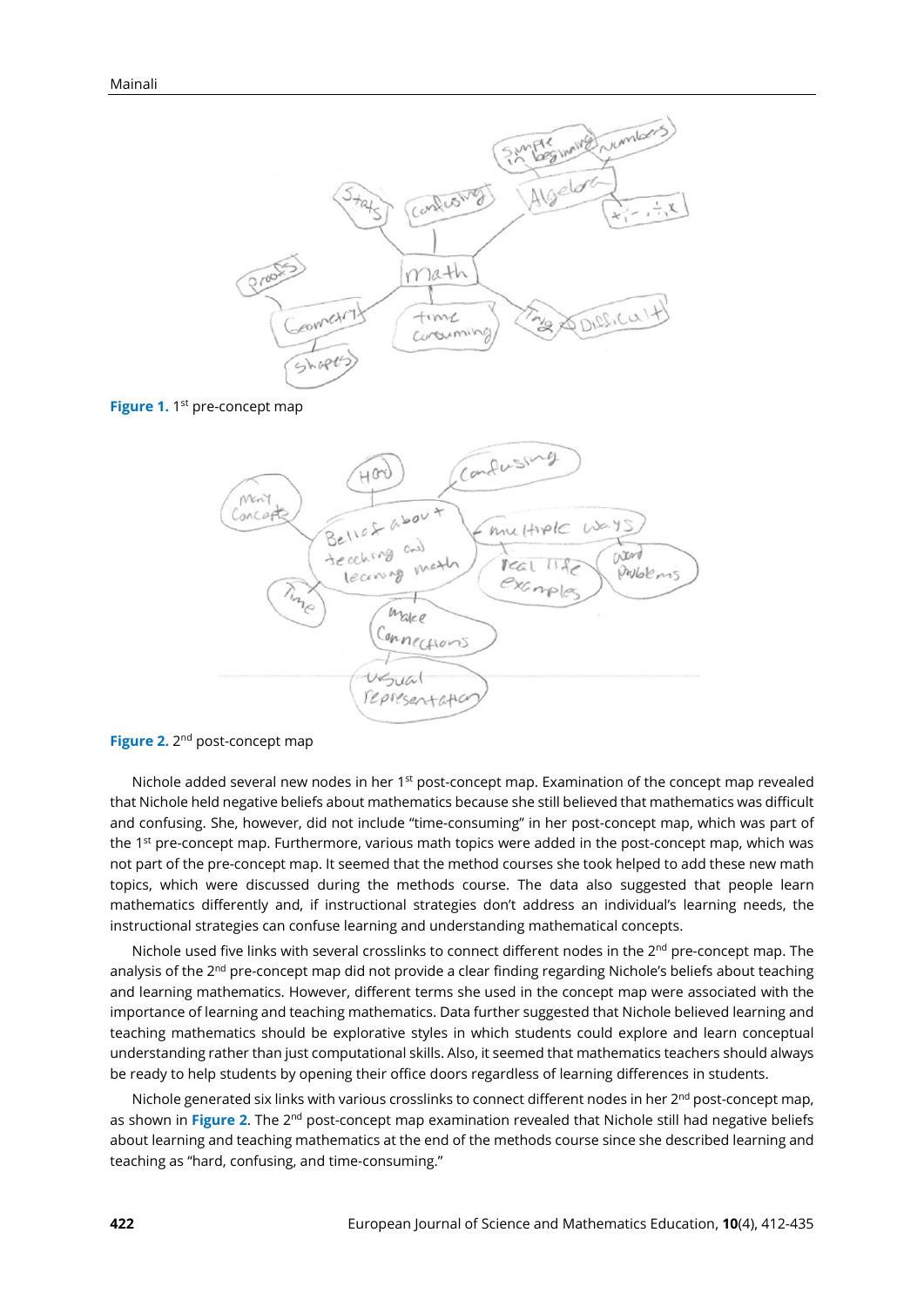**Figure 1.** 1st pre-concept map

**Figure 2.** 2nd post-concept map

Nichole added several new nodes in her 1st post-concept map. Examination of the concept map revealed that Nichole held negative beliefs about mathematics because she still believed that mathematics was difficult and confusing. She, however, did not include "time-consuming" in her post-concept map, which was part of the 1st pre-concept map. Furthermore, various math topics were added in the post-concept map, which was not part of the pre-concept map. It seemed that the method courses she took helped to add these new math topics, which were discussed during the methods course. The data also suggested that people learn mathematics differently and, if instructional strategies don't address an individual's learning needs, the instructional strategies can confuse learning and understanding mathematical concepts.

Nichole used five links with several crosslinks to connect different nodes in the 2nd pre-concept map. The analysis of the 2nd pre-concept map did not provide a clear finding regarding Nichole's beliefs about teaching and learning mathematics. However, different terms she used in the concept map were associated with the importance of learning and teaching mathematics. Data further suggested that Nichole believed learning and teaching mathematics should be explorative styles in which students could explore and learn conceptual understanding rather than just computational skills. Also, it seemed that mathematics teachers should always be ready to help students by opening their office doors regardless of learning differences in students.

Nichole generated six links with various crosslinks to connect different nodes in her 2nd post-concept map, as shown in **Figure 2**. The 2nd post-concept map examination revealed that Nichole still had negative beliefs about learning and teaching mathematics at the end of the methods course since she described learning and teaching as "hard, confusing, and time-consuming."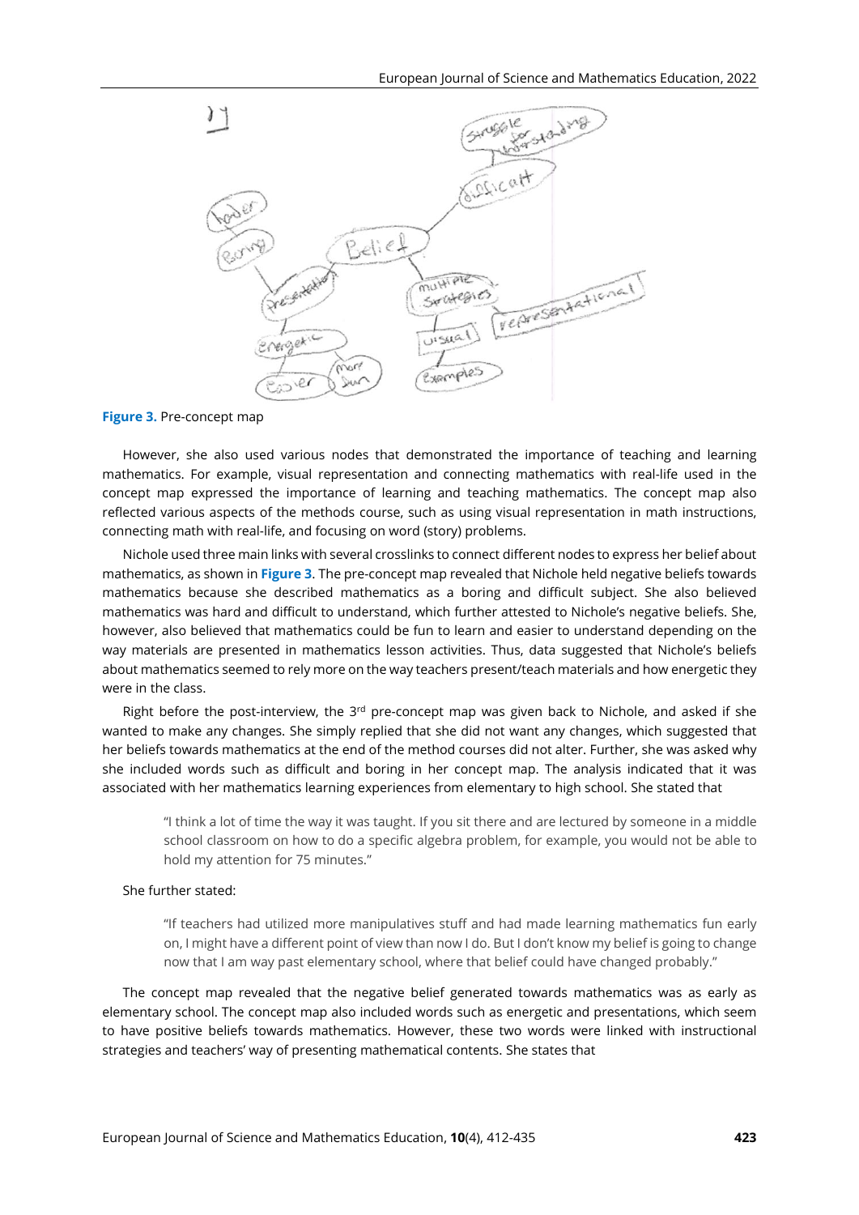**Figure 3.** Pre-concept map

However, she also used various nodes that demonstrated the importance of teaching and learning mathematics. For example, visual representation and connecting mathematics with real-life used in the concept map expressed the importance of learning and teaching mathematics. The concept map also reflected various aspects of the methods course, such as using visual representation in math instructions, connecting math with real-life, and focusing on word (story) problems.

Nichole used three main links with several crosslinks to connect different nodes to express her belief about mathematics, as shown in **Figure 3**. The pre-concept map revealed that Nichole held negative beliefs towards mathematics because she described mathematics as a boring and difficult subject. She also believed mathematics was hard and difficult to understand, which further attested to Nichole's negative beliefs. She, however, also believed that mathematics could be fun to learn and easier to understand depending on the way materials are presented in mathematics lesson activities. Thus, data suggested that Nichole's beliefs about mathematics seemed to rely more on the way teachers present/teach materials and how energetic they were in the class.

Right before the post-interview, the 3rd pre-concept map was given back to Nichole, and asked if she wanted to make any changes. She simply replied that she did not want any changes, which suggested that her beliefs towards mathematics at the end of the method courses did not alter. Further, she was asked why she included words such as difficult and boring in her concept map. The analysis indicated that it was associated with her mathematics learning experiences from elementary to high school. She stated that

> "I think a lot of time the way it was taught. If you sit there and are lectured by someone in a middle school classroom on how to do a specific algebra problem, for example, you would not be able to hold my attention for 75 minutes."

She further stated:

> "If teachers had utilized more manipulatives stuff and had made learning mathematics fun early on, I might have a different point of view than now I do. But I don't know my belief is going to change now that I am way past elementary school, where that belief could have changed probably."

The concept map revealed that the negative belief generated towards mathematics was as early as elementary school. The concept map also included words such as energetic and presentations, which seem to have positive beliefs towards mathematics. However, these two words were linked with instructional strategies and teachers' way of presenting mathematical contents. She states that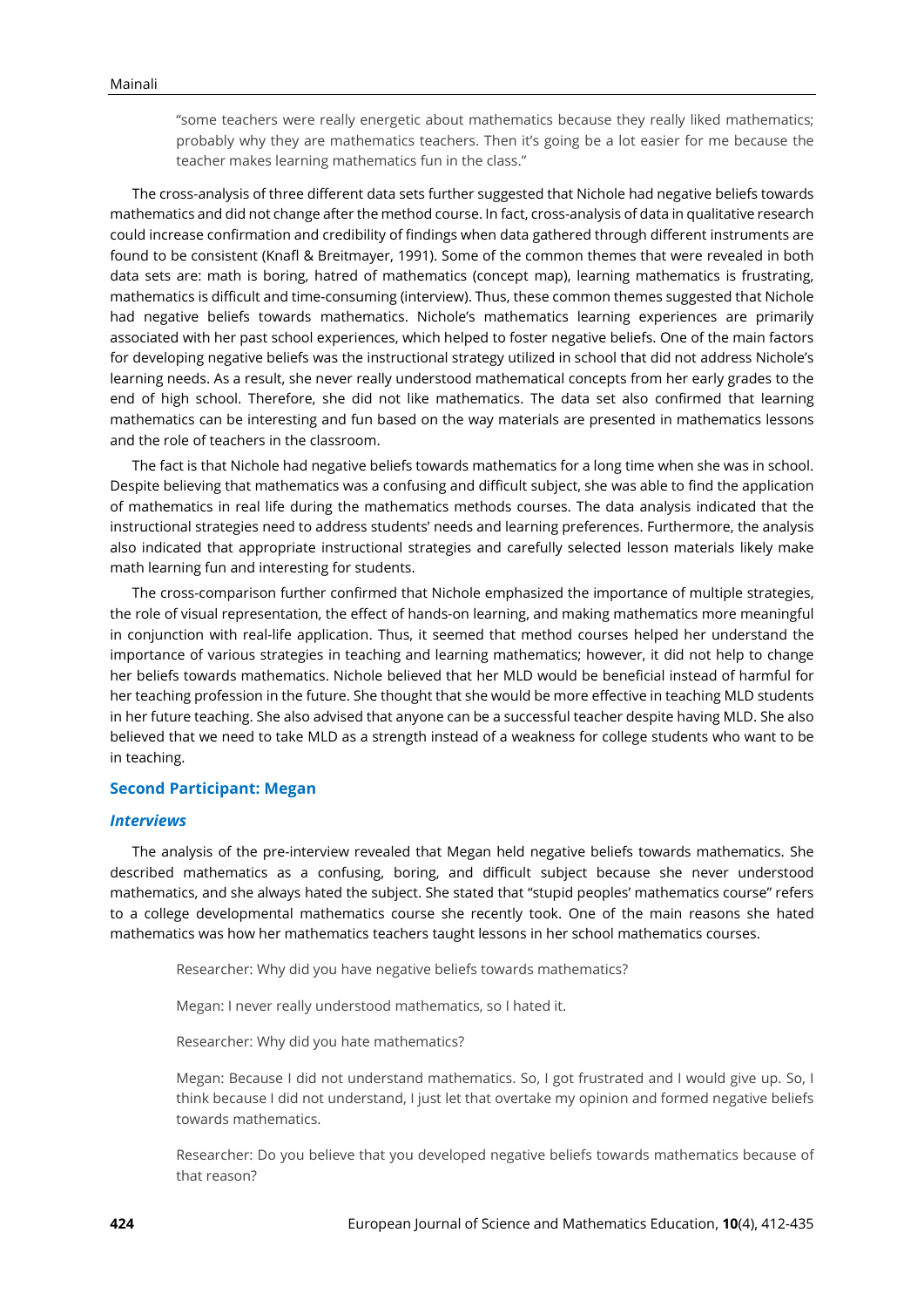> "some teachers were really energetic about mathematics because they really liked mathematics; probably why they are mathematics teachers. Then it's going be a lot easier for me because the teacher makes learning mathematics fun in the class."

The cross-analysis of three different data sets further suggested that Nichole had negative beliefs towards mathematics and did not change after the method course. In fact, cross-analysis of data in qualitative research could increase confirmation and credibility of findings when data gathered through different instruments are found to be consistent (Knafl & Breitmayer, 1991). Some of the common themes that were revealed in both data sets are: math is boring, hatred of mathematics (concept map), learning mathematics is frustrating, mathematics is difficult and time-consuming (interview). Thus, these common themes suggested that Nichole had negative beliefs towards mathematics. Nichole's mathematics learning experiences are primarily associated with her past school experiences, which helped to foster negative beliefs. One of the main factors for developing negative beliefs was the instructional strategy utilized in school that did not address Nichole's learning needs. As a result, she never really understood mathematical concepts from her early grades to the end of high school. Therefore, she did not like mathematics. The data set also confirmed that learning mathematics can be interesting and fun based on the way materials are presented in mathematics lessons and the role of teachers in the classroom.

The fact is that Nichole had negative beliefs towards mathematics for a long time when she was in school. Despite believing that mathematics was a confusing and difficult subject, she was able to find the application of mathematics in real life during the mathematics methods courses. The data analysis indicated that the instructional strategies need to address students' needs and learning preferences. Furthermore, the analysis also indicated that appropriate instructional strategies and carefully selected lesson materials likely make math learning fun and interesting for students.

The cross-comparison further confirmed that Nichole emphasized the importance of multiple strategies, the role of visual representation, the effect of hands-on learning, and making mathematics more meaningful in conjunction with real-life application. Thus, it seemed that method courses helped her understand the importance of various strategies in teaching and learning mathematics; however, it did not help to change her beliefs towards mathematics. Nichole believed that her MLD would be beneficial instead of harmful for her teaching profession in the future. She thought that she would be more effective in teaching MLD students in her future teaching. She also advised that anyone can be a successful teacher despite having MLD. She also believed that we need to take MLD as a strength instead of a weakness for college students who want to be in teaching.

## Second Participant: Megan

### *Interviews*

The analysis of the pre-interview revealed that Megan held negative beliefs towards mathematics. She described mathematics as a confusing, boring, and difficult subject because she never understood mathematics, and she always hated the subject. She stated that "stupid peoples' mathematics course" refers to a college developmental mathematics course she recently took. One of the main reasons she hated mathematics was how her mathematics teachers taught lessons in her school mathematics courses.

> Researcher: Why did you have negative beliefs towards mathematics?
>
> Megan: I never really understood mathematics, so I hated it.
>
> Researcher: Why did you hate mathematics?
>
> Megan: Because I did not understand mathematics. So, I got frustrated and I would give up. So, I think because I did not understand, I just let that overtake my opinion and formed negative beliefs towards mathematics.
>
> Researcher: Do you believe that you developed negative beliefs towards mathematics because of that reason?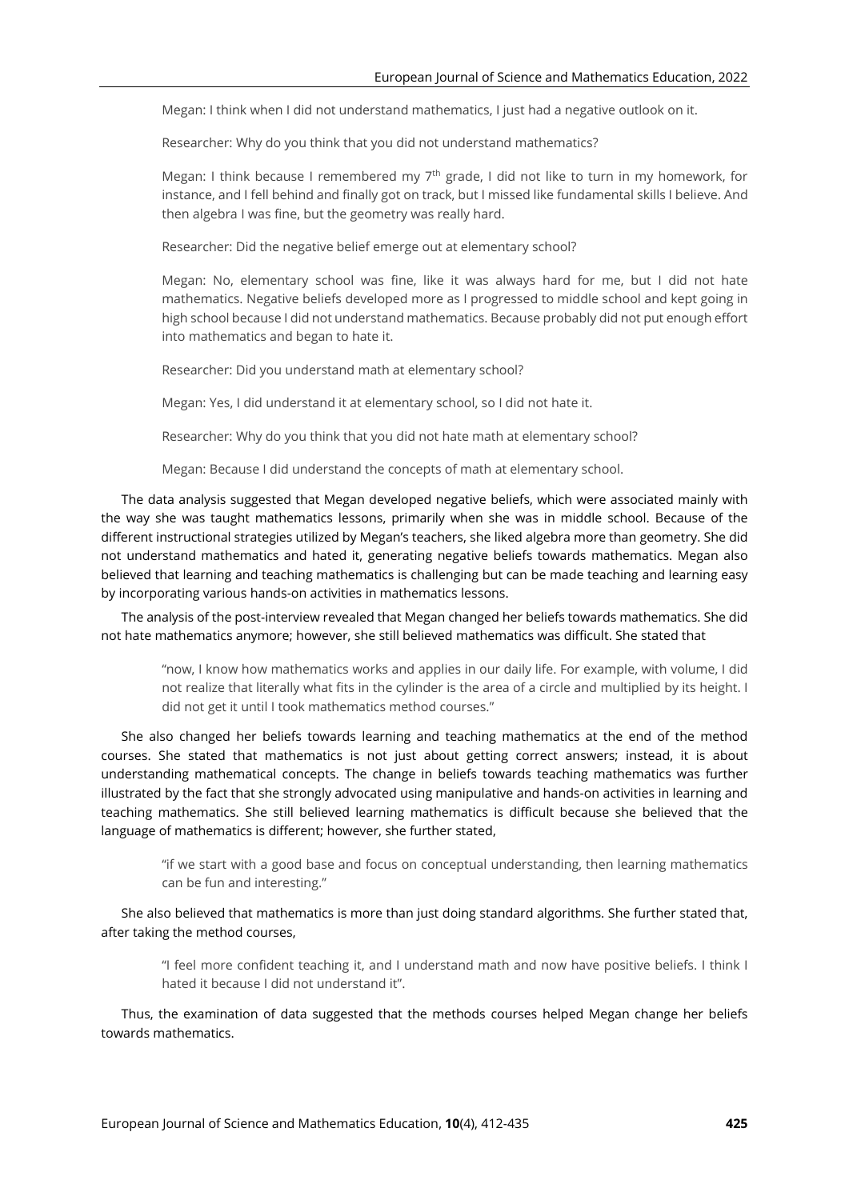> Megan: I think when I did not understand mathematics, I just had a negative outlook on it.
>
> Researcher: Why do you think that you did not understand mathematics?
>
> Megan: I think because I remembered my 7th grade, I did not like to turn in my homework, for instance, and I fell behind and finally got on track, but I missed like fundamental skills I believe. And then algebra I was fine, but the geometry was really hard.
>
> Researcher: Did the negative belief emerge out at elementary school?
>
> Megan: No, elementary school was fine, like it was always hard for me, but I did not hate mathematics. Negative beliefs developed more as I progressed to middle school and kept going in high school because I did not understand mathematics. Because probably did not put enough effort into mathematics and began to hate it.
>
> Researcher: Did you understand math at elementary school?
>
> Megan: Yes, I did understand it at elementary school, so I did not hate it.
>
> Researcher: Why do you think that you did not hate math at elementary school?
>
> Megan: Because I did understand the concepts of math at elementary school.

The data analysis suggested that Megan developed negative beliefs, which were associated mainly with the way she was taught mathematics lessons, primarily when she was in middle school. Because of the different instructional strategies utilized by Megan's teachers, she liked algebra more than geometry. She did not understand mathematics and hated it, generating negative beliefs towards mathematics. Megan also believed that learning and teaching mathematics is challenging but can be made teaching and learning easy by incorporating various hands-on activities in mathematics lessons.

The analysis of the post-interview revealed that Megan changed her beliefs towards mathematics. She did not hate mathematics anymore; however, she still believed mathematics was difficult. She stated that

> "now, I know how mathematics works and applies in our daily life. For example, with volume, I did not realize that literally what fits in the cylinder is the area of a circle and multiplied by its height. I did not get it until I took mathematics method courses."

She also changed her beliefs towards learning and teaching mathematics at the end of the method courses. She stated that mathematics is not just about getting correct answers; instead, it is about understanding mathematical concepts. The change in beliefs towards teaching mathematics was further illustrated by the fact that she strongly advocated using manipulative and hands-on activities in learning and teaching mathematics. She still believed learning mathematics is difficult because she believed that the language of mathematics is different; however, she further stated,

> "if we start with a good base and focus on conceptual understanding, then learning mathematics can be fun and interesting."

She also believed that mathematics is more than just doing standard algorithms. She further stated that, after taking the method courses,

> "I feel more confident teaching it, and I understand math and now have positive beliefs. I think I hated it because I did not understand it".

Thus, the examination of data suggested that the methods courses helped Megan change her beliefs towards mathematics.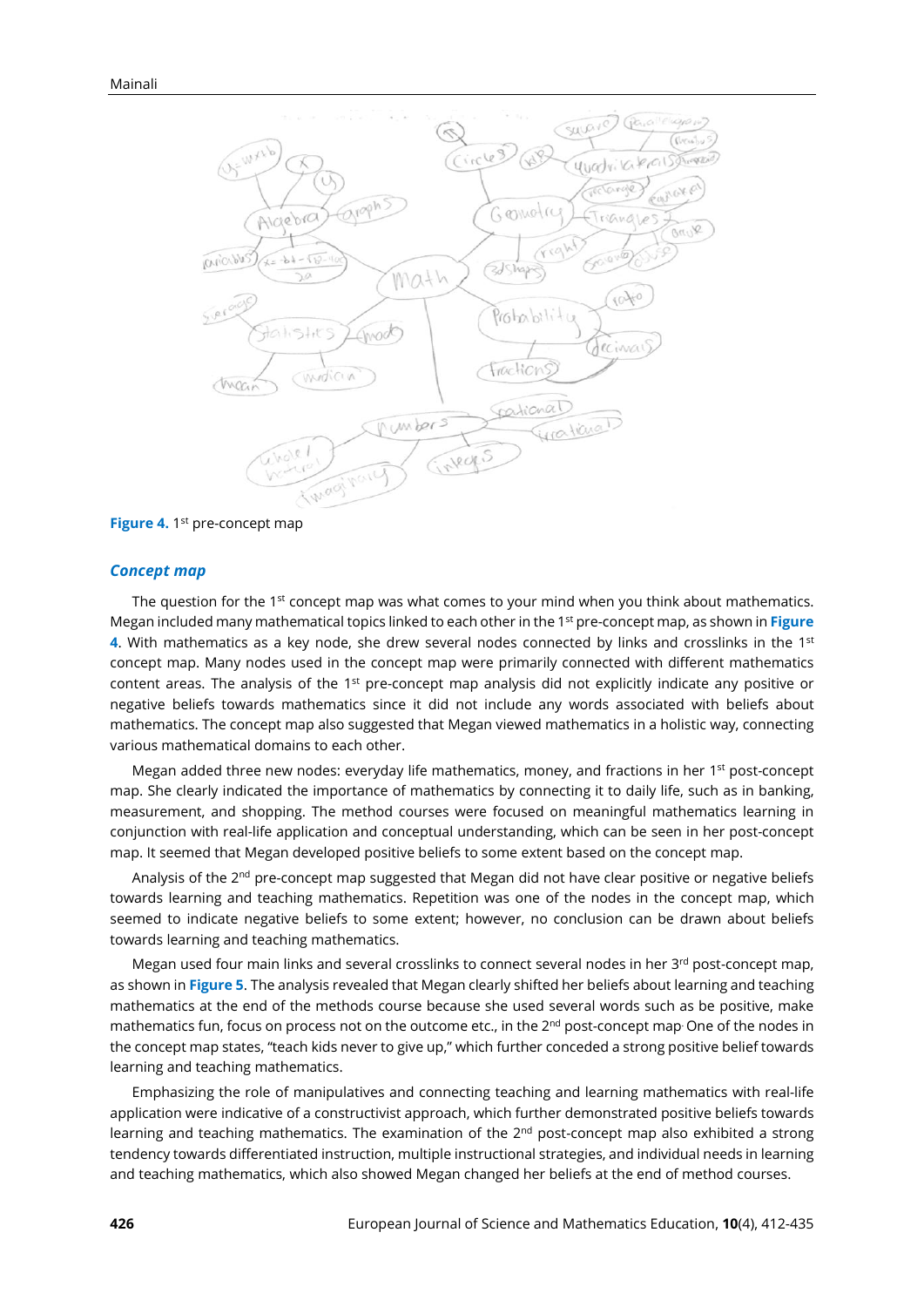Figure 4. 1st pre-concept map

### *Concept map*

The question for the 1st concept map was what comes to your mind when you think about mathematics. Megan included many mathematical topics linked to each other in the 1st pre-concept map, as shown in **Figure 4**. With mathematics as a key node, she drew several nodes connected by links and crosslinks in the 1st concept map. Many nodes used in the concept map were primarily connected with different mathematics content areas. The analysis of the 1st pre-concept map analysis did not explicitly indicate any positive or negative beliefs towards mathematics since it did not include any words associated with beliefs about mathematics. The concept map also suggested that Megan viewed mathematics in a holistic way, connecting various mathematical domains to each other.

Megan added three new nodes: everyday life mathematics, money, and fractions in her 1st post-concept map. She clearly indicated the importance of mathematics by connecting it to daily life, such as in banking, measurement, and shopping. The method courses were focused on meaningful mathematics learning in conjunction with real-life application and conceptual understanding, which can be seen in her post-concept map. It seemed that Megan developed positive beliefs to some extent based on the concept map.

Analysis of the 2nd pre-concept map suggested that Megan did not have clear positive or negative beliefs towards learning and teaching mathematics. Repetition was one of the nodes in the concept map, which seemed to indicate negative beliefs to some extent; however, no conclusion can be drawn about beliefs towards learning and teaching mathematics.

Megan used four main links and several crosslinks to connect several nodes in her 3rd post-concept map, as shown in **Figure 5**. The analysis revealed that Megan clearly shifted her beliefs about learning and teaching mathematics at the end of the methods course because she used several words such as be positive, make mathematics fun, focus on process not on the outcome etc., in the 2nd post-concept map. One of the nodes in the concept map states, "teach kids never to give up," which further conceded a strong positive belief towards learning and teaching mathematics.

Emphasizing the role of manipulatives and connecting teaching and learning mathematics with real-life application were indicative of a constructivist approach, which further demonstrated positive beliefs towards learning and teaching mathematics. The examination of the 2nd post-concept map also exhibited a strong tendency towards differentiated instruction, multiple instructional strategies, and individual needs in learning and teaching mathematics, which also showed Megan changed her beliefs at the end of method courses.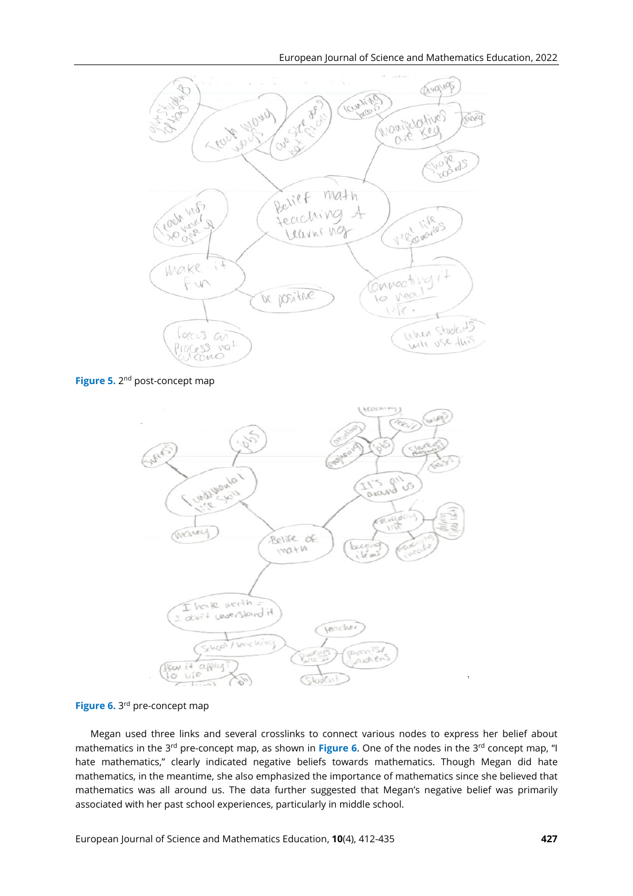**Figure 5.** 2nd post-concept map

**Figure 6.** 3rd pre-concept map

Megan used three links and several crosslinks to connect various nodes to express her belief about mathematics in the 3rd pre-concept map, as shown in **Figure 6**. One of the nodes in the 3rd concept map, "I hate mathematics," clearly indicated negative beliefs towards mathematics. Though Megan did hate mathematics, in the meantime, she also emphasized the importance of mathematics since she believed that mathematics was all around us. The data further suggested that Megan's negative belief was primarily associated with her past school experiences, particularly in middle school.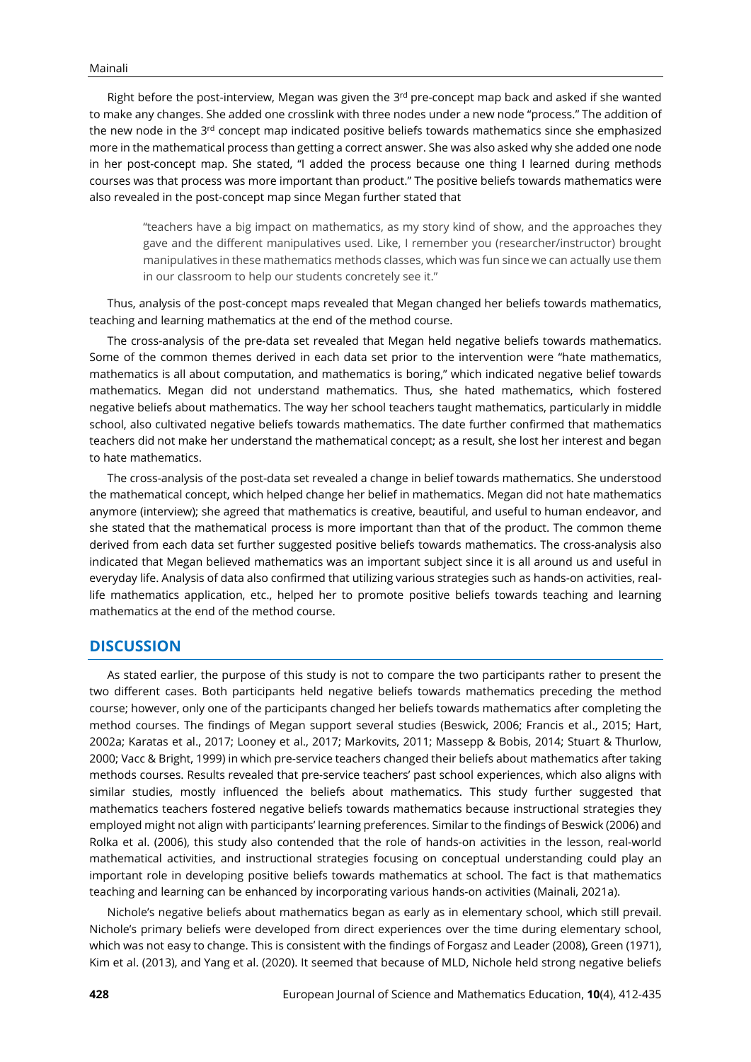Right before the post-interview, Megan was given the 3rd pre-concept map back and asked if she wanted to make any changes. She added one crosslink with three nodes under a new node "process." The addition of the new node in the 3rd concept map indicated positive beliefs towards mathematics since she emphasized more in the mathematical process than getting a correct answer. She was also asked why she added one node in her post-concept map. She stated, "I added the process because one thing I learned during methods courses was that process was more important than product." The positive beliefs towards mathematics were also revealed in the post-concept map since Megan further stated that

> "teachers have a big impact on mathematics, as my story kind of show, and the approaches they gave and the different manipulatives used. Like, I remember you (researcher/instructor) brought manipulatives in these mathematics methods classes, which was fun since we can actually use them in our classroom to help our students concretely see it."

Thus, analysis of the post-concept maps revealed that Megan changed her beliefs towards mathematics, teaching and learning mathematics at the end of the method course.

The cross-analysis of the pre-data set revealed that Megan held negative beliefs towards mathematics. Some of the common themes derived in each data set prior to the intervention were "hate mathematics, mathematics is all about computation, and mathematics is boring," which indicated negative belief towards mathematics. Megan did not understand mathematics. Thus, she hated mathematics, which fostered negative beliefs about mathematics. The way her school teachers taught mathematics, particularly in middle school, also cultivated negative beliefs towards mathematics. The date further confirmed that mathematics teachers did not make her understand the mathematical concept; as a result, she lost her interest and began to hate mathematics.

The cross-analysis of the post-data set revealed a change in belief towards mathematics. She understood the mathematical concept, which helped change her belief in mathematics. Megan did not hate mathematics anymore (interview); she agreed that mathematics is creative, beautiful, and useful to human endeavor, and she stated that the mathematical process is more important than that of the product. The common theme derived from each data set further suggested positive beliefs towards mathematics. The cross-analysis also indicated that Megan believed mathematics was an important subject since it is all around us and useful in everyday life. Analysis of data also confirmed that utilizing various strategies such as hands-on activities, real-life mathematics application, etc., helped her to promote positive beliefs towards teaching and learning mathematics at the end of the method course.

## DISCUSSION

As stated earlier, the purpose of this study is not to compare the two participants rather to present the two different cases. Both participants held negative beliefs towards mathematics preceding the method course; however, only one of the participants changed her beliefs towards mathematics after completing the method courses. The findings of Megan support several studies (Beswick, 2006; Francis et al., 2015; Hart, 2002a; Karatas et al., 2017; Looney et al., 2017; Markovits, 2011; Massep & Bobis, 2014; Stuart & Thurlow, 2000; Vacc & Bright, 1999) in which pre-service teachers changed their beliefs about mathematics after taking methods courses. Results revealed that pre-service teachers' past school experiences, which also aligns with similar studies, mostly influenced the beliefs about mathematics. This study further suggested that mathematics teachers fostered negative beliefs towards mathematics because instructional strategies they employed might not align with participants' learning preferences. Similar to the findings of Beswick (2006) and Rolka et al. (2006), this study also contended that the role of hands-on activities in the lesson, real-world mathematical activities, and instructional strategies focusing on conceptual understanding could play an important role in developing positive beliefs towards mathematics at school. The fact is that mathematics teaching and learning can be enhanced by incorporating various hands-on activities (Mainali, 2021a).

Nichole's negative beliefs about mathematics began as early as in elementary school, which still prevail. Nichole's primary beliefs were developed from direct experiences over the time during elementary school, which was not easy to change. This is consistent with the findings of Forgasz and Leader (2008), Green (1971), Kim et al. (2013), and Yang et al. (2020). It seemed that because of MLD, Nichole held strong negative beliefs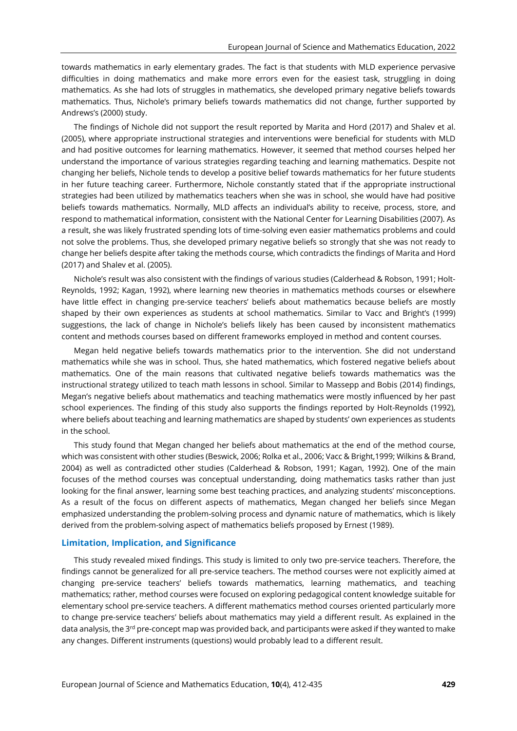towards mathematics in early elementary grades. The fact is that students with MLD experience pervasive difficulties in doing mathematics and make more errors even for the easiest task, struggling in doing mathematics. As she had lots of struggles in mathematics, she developed primary negative beliefs towards mathematics. Thus, Nichole's primary beliefs towards mathematics did not change, further supported by Andrews's (2000) study.

The findings of Nichole did not support the result reported by Marita and Hord (2017) and Shalev et al. (2005), where appropriate instructional strategies and interventions were beneficial for students with MLD and had positive outcomes for learning mathematics. However, it seemed that method courses helped her understand the importance of various strategies regarding teaching and learning mathematics. Despite not changing her beliefs, Nichole tends to develop a positive belief towards mathematics for her future students in her future teaching career. Furthermore, Nichole constantly stated that if the appropriate instructional strategies had been utilized by mathematics teachers when she was in school, she would have had positive beliefs towards mathematics. Normally, MLD affects an individual's ability to receive, process, store, and respond to mathematical information, consistent with the National Center for Learning Disabilities (2007). As a result, she was likely frustrated spending lots of time-solving even easier mathematics problems and could not solve the problems. Thus, she developed primary negative beliefs so strongly that she was not ready to change her beliefs despite after taking the methods course, which contradicts the findings of Marita and Hord (2017) and Shalev et al. (2005).

Nichole's result was also consistent with the findings of various studies (Calderhead & Robson, 1991; Holt-Reynolds, 1992; Kagan, 1992), where learning new theories in mathematics methods courses or elsewhere have little effect in changing pre-service teachers' beliefs about mathematics because beliefs are mostly shaped by their own experiences as students at school mathematics. Similar to Vacc and Bright's (1999) suggestions, the lack of change in Nichole's beliefs likely has been caused by inconsistent mathematics content and methods courses based on different frameworks employed in method and content courses.

Megan held negative beliefs towards mathematics prior to the intervention. She did not understand mathematics while she was in school. Thus, she hated mathematics, which fostered negative beliefs about mathematics. One of the main reasons that cultivated negative beliefs towards mathematics was the instructional strategy utilized to teach math lessons in school. Similar to Massepp and Bobis (2014) findings, Megan's negative beliefs about mathematics and teaching mathematics were mostly influenced by her past school experiences. The finding of this study also supports the findings reported by Holt-Reynolds (1992), where beliefs about teaching and learning mathematics are shaped by students' own experiences as students in the school.

This study found that Megan changed her beliefs about mathematics at the end of the method course, which was consistent with other studies (Beswick, 2006; Rolka et al., 2006; Vacc & Bright,1999; Wilkins & Brand, 2004) as well as contradicted other studies (Calderhead & Robson, 1991; Kagan, 1992). One of the main focuses of the method courses was conceptual understanding, doing mathematics tasks rather than just looking for the final answer, learning some best teaching practices, and analyzing students' misconceptions. As a result of the focus on different aspects of mathematics, Megan changed her beliefs since Megan emphasized understanding the problem-solving process and dynamic nature of mathematics, which is likely derived from the problem-solving aspect of mathematics beliefs proposed by Ernest (1989).

## Limitation, Implication, and Significance

This study revealed mixed findings. This study is limited to only two pre-service teachers. Therefore, the findings cannot be generalized for all pre-service teachers. The method courses were not explicitly aimed at changing pre-service teachers' beliefs towards mathematics, learning mathematics, and teaching mathematics; rather, method courses were focused on exploring pedagogical content knowledge suitable for elementary school pre-service teachers. A different mathematics method courses oriented particularly more to change pre-service teachers' beliefs about mathematics may yield a different result. As explained in the data analysis, the 3rd pre-concept map was provided back, and participants were asked if they wanted to make any changes. Different instruments (questions) would probably lead to a different result.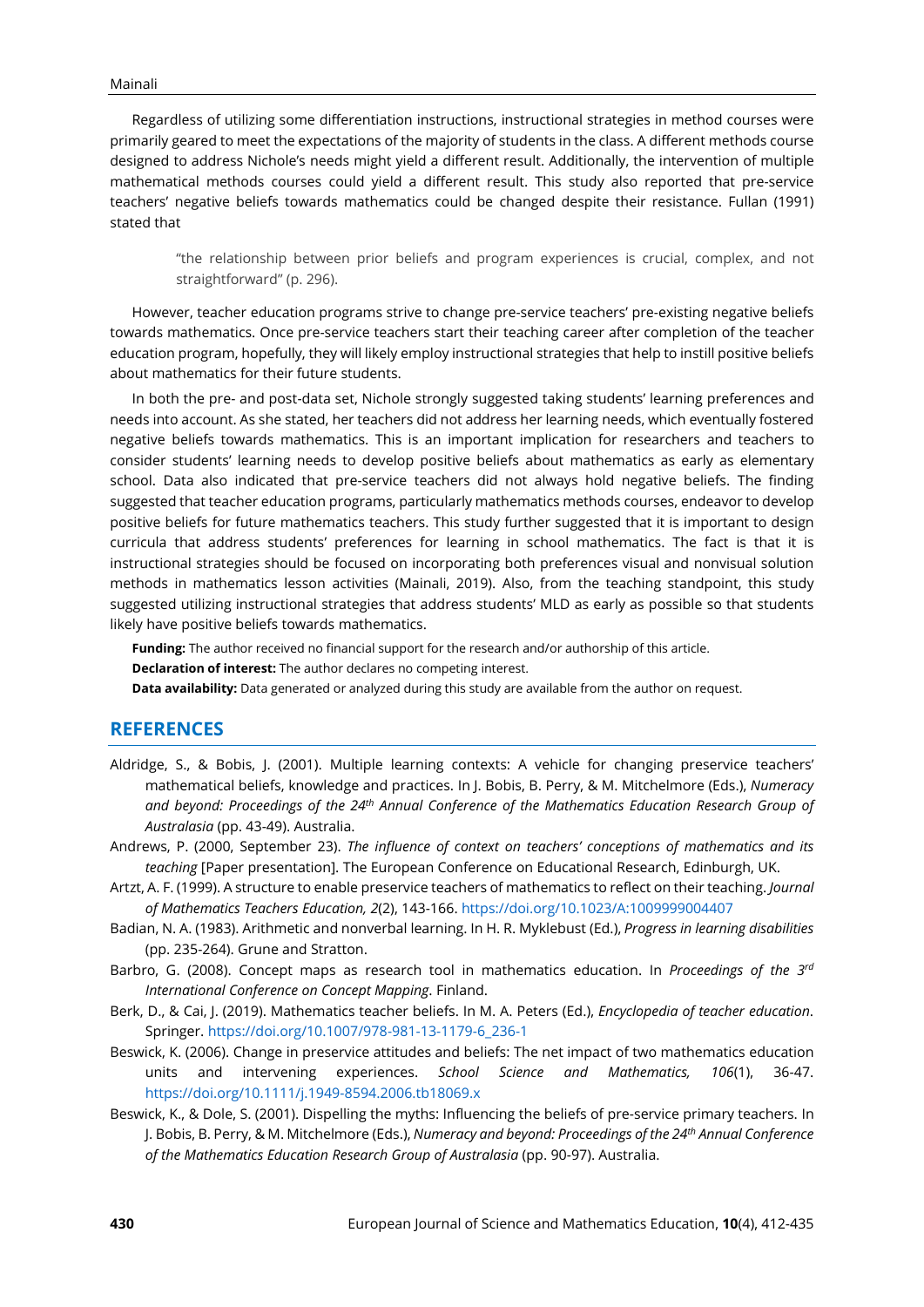Regardless of utilizing some differentiation instructions, instructional strategies in method courses were primarily geared to meet the expectations of the majority of students in the class. A different methods course designed to address Nichole's needs might yield a different result. Additionally, the intervention of multiple mathematical methods courses could yield a different result. This study also reported that pre-service teachers' negative beliefs towards mathematics could be changed despite their resistance. Fullan (1991) stated that

> "the relationship between prior beliefs and program experiences is crucial, complex, and not straightforward" (p. 296).

However, teacher education programs strive to change pre-service teachers' pre-existing negative beliefs towards mathematics. Once pre-service teachers start their teaching career after completion of the teacher education program, hopefully, they will likely employ instructional strategies that help to instill positive beliefs about mathematics for their future students.

In both the pre- and post-data set, Nichole strongly suggested taking students' learning preferences and needs into account. As she stated, her teachers did not address her learning needs, which eventually fostered negative beliefs towards mathematics. This is an important implication for researchers and teachers to consider students' learning needs to develop positive beliefs about mathematics as early as elementary school. Data also indicated that pre-service teachers did not always hold negative beliefs. The finding suggested that teacher education programs, particularly mathematics methods courses, endeavor to develop positive beliefs for future mathematics teachers. This study further suggested that it is important to design curricula that address students' preferences for learning in school mathematics. The fact is that it is instructional strategies should be focused on incorporating both preferences visual and nonvisual solution methods in mathematics lesson activities (Mainali, 2019). Also, from the teaching standpoint, this study suggested utilizing instructional strategies that address students' MLD as early as possible so that students likely have positive beliefs towards mathematics.

**Funding:** The author received no financial support for the research and/or authorship of this article.

**Declaration of interest:** The author declares no competing interest.

**Data availability:** Data generated or analyzed during this study are available from the author on request.

## REFERENCES

Aldridge, S., & Bobis, J. (2001). Multiple learning contexts: A vehicle for changing preservice teachers' mathematical beliefs, knowledge and practices. In J. Bobis, B. Perry, & M. Mitchelmore (Eds.), *Numeracy and beyond: Proceedings of the 24th Annual Conference of the Mathematics Education Research Group of Australasia* (pp. 43-49). Australia.

Andrews, P. (2000, September 23). *The influence of context on teachers' conceptions of mathematics and its teaching* [Paper presentation]. The European Conference on Educational Research, Edinburgh, UK.

Artzt, A. F. (1999). A structure to enable preservice teachers of mathematics to reflect on their teaching. *Journal of Mathematics Teachers Education, 2*(2), 143-166. https://doi.org/10.1023/A:1009999004407

Badian, N. A. (1983). Arithmetic and nonverbal learning. In H. R. Myklebust (Ed.), *Progress in learning disabilities* (pp. 235-264). Grune and Stratton.

Barbro, G. (2008). Concept maps as research tool in mathematics education. In *Proceedings of the 3rd International Conference on Concept Mapping*. Finland.

Berk, D., & Cai, J. (2019). Mathematics teacher beliefs. In M. A. Peters (Ed.), *Encyclopedia of teacher education*. Springer. https://doi.org/10.1007/978-981-13-1179-6_236-1

Beswick, K. (2006). Change in preservice attitudes and beliefs: The net impact of two mathematics education units and intervening experiences. *School Science and Mathematics, 106*(1), 36-47. https://doi.org/10.1111/j.1949-8594.2006.tb18069.x

Beswick, K., & Dole, S. (2001). Dispelling the myths: Influencing the beliefs of pre-service primary teachers. In J. Bobis, B. Perry, & M. Mitchelmore (Eds.), *Numeracy and beyond: Proceedings of the 24th Annual Conference of the Mathematics Education Research Group of Australasia* (pp. 90-97). Australia.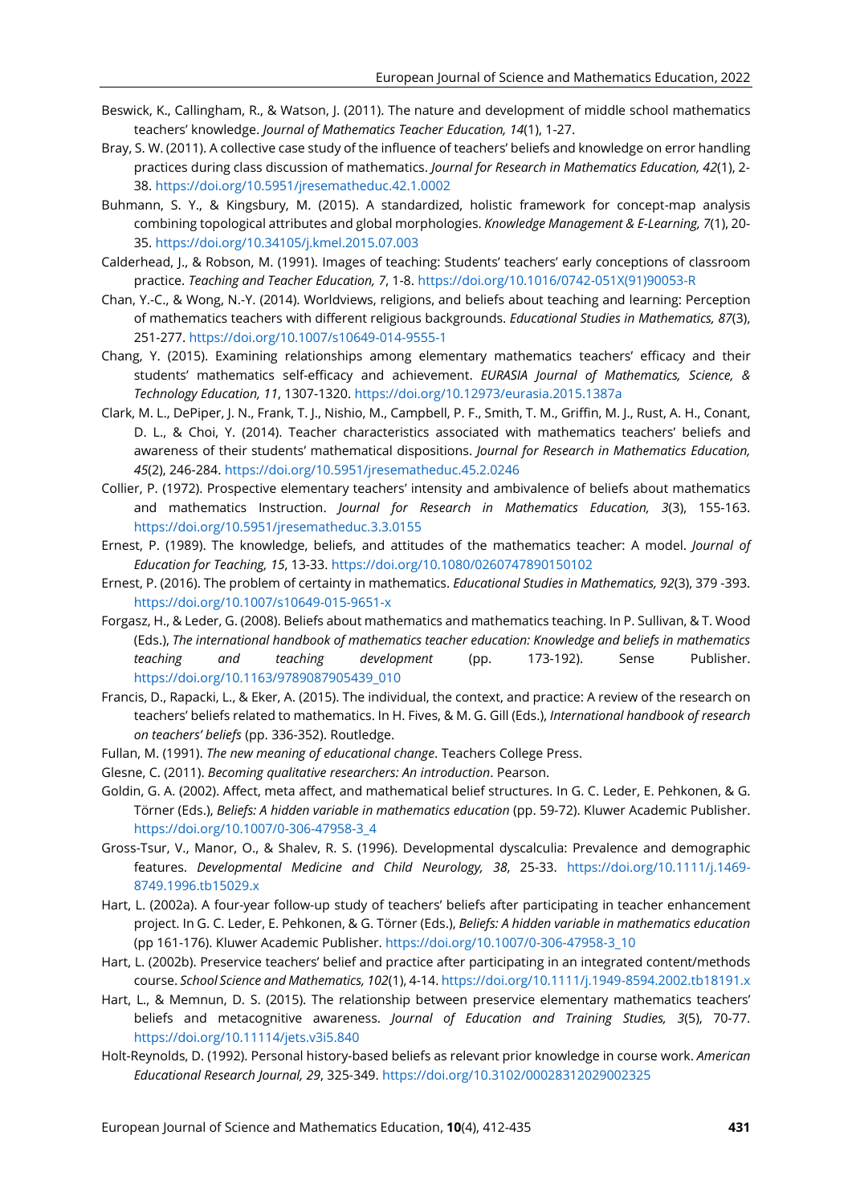Beswick, K., Callingham, R., & Watson, J. (2011). The nature and development of middle school mathematics teachers' knowledge. *Journal of Mathematics Teacher Education, 14*(1), 1-27.

Bray, S. W. (2011). A collective case study of the influence of teachers' beliefs and knowledge on error handling practices during class discussion of mathematics. *Journal for Research in Mathematics Education, 42*(1), 2-38. https://doi.org/10.5951/jresematheduc.42.1.0002

Buhmann, S. Y., & Kingsbury, M. (2015). A standardized, holistic framework for concept-map analysis combining topological attributes and global morphologies. *Knowledge Management & E-Learning, 7*(1), 20-35. https://doi.org/10.34105/j.kmel.2015.07.003

Calderhead, J., & Robson, M. (1991). Images of teaching: Students' teachers' early conceptions of classroom practice. *Teaching and Teacher Education, 7*, 1-8. https://doi.org/10.1016/0742-051X(91)90053-R

Chan, Y.-C., & Wong, N.-Y. (2014). Worldviews, religions, and beliefs about teaching and learning: Perception of mathematics teachers with different religious backgrounds. *Educational Studies in Mathematics, 87*(3), 251-277. https://doi.org/10.1007/s10649-014-9555-1

Chang, Y. (2015). Examining relationships among elementary mathematics teachers' efficacy and their students' mathematics self-efficacy and achievement. *EURASIA Journal of Mathematics, Science, & Technology Education, 11*, 1307-1320. https://doi.org/10.12973/eurasia.2015.1387a

Clark, M. L., DePiper, J. N., Frank, T. J., Nishio, M., Campbell, P. F., Smith, T. M., Griffin, M. J., Rust, A. H., Conant, D. L., & Choi, Y. (2014). Teacher characteristics associated with mathematics teachers' beliefs and awareness of their students' mathematical dispositions. *Journal for Research in Mathematics Education, 45*(2), 246-284. https://doi.org/10.5951/jresematheduc.45.2.0246

Collier, P. (1972). Prospective elementary teachers' intensity and ambivalence of beliefs about mathematics and mathematics Instruction. *Journal for Research in Mathematics Education, 3*(3), 155-163. https://doi.org/10.5951/jresematheduc.3.3.0155

Ernest, P. (1989). The knowledge, beliefs, and attitudes of the mathematics teacher: A model. *Journal of Education for Teaching, 15*, 13-33. https://doi.org/10.1080/0260747890150102

Ernest, P. (2016). The problem of certainty in mathematics. *Educational Studies in Mathematics, 92*(3), 379 -393. https://doi.org/10.1007/s10649-015-9651-x

Forgasz, H., & Leder, G. (2008). Beliefs about mathematics and mathematics teaching. In P. Sullivan, & T. Wood (Eds.), *The international handbook of mathematics teacher education: Knowledge and beliefs in mathematics teaching and teaching development* (pp. 173-192). Sense Publisher. https://doi.org/10.1163/9789087905439_010

Francis, D., Rapacki, L., & Eker, A. (2015). The individual, the context, and practice: A review of the research on teachers' beliefs related to mathematics. In H. Fives, & M. G. Gill (Eds.), *International handbook of research on teachers' beliefs* (pp. 336-352). Routledge.

Fullan, M. (1991). *The new meaning of educational change*. Teachers College Press.

Glesne, C. (2011). *Becoming qualitative researchers: An introduction*. Pearson.

Goldin, G. A. (2002). Affect, meta affect, and mathematical belief structures. In G. C. Leder, E. Pehkonen, & G. Törner (Eds.), *Beliefs: A hidden variable in mathematics education* (pp. 59-72). Kluwer Academic Publisher. https://doi.org/10.1007/0-306-47958-3_4

Gross-Tsur, V., Manor, O., & Shalev, R. S. (1996). Developmental dyscalculia: Prevalence and demographic features. *Developmental Medicine and Child Neurology, 38*, 25-33. https://doi.org/10.1111/j.1469-8749.1996.tb15029.x

Hart, L. (2002a). A four-year follow-up study of teachers' beliefs after participating in teacher enhancement project. In G. C. Leder, E. Pehkonen, & G. Törner (Eds.), *Beliefs: A hidden variable in mathematics education* (pp 161-176). Kluwer Academic Publisher. https://doi.org/10.1007/0-306-47958-3_10

Hart, L. (2002b). Preservice teachers' belief and practice after participating in an integrated content/methods course. *School Science and Mathematics, 102*(1), 4-14. https://doi.org/10.1111/j.1949-8594.2002.tb18191.x

Hart, L., & Memnun, D. S. (2015). The relationship between preservice elementary mathematics teachers' beliefs and metacognitive awareness. *Journal of Education and Training Studies, 3*(5), 70-77. https://doi.org/10.11114/jets.v3i5.840

Holt-Reynolds, D. (1992). Personal history-based beliefs as relevant prior knowledge in course work. *American Educational Research Journal, 29*, 325-349. https://doi.org/10.3102/00028312029002325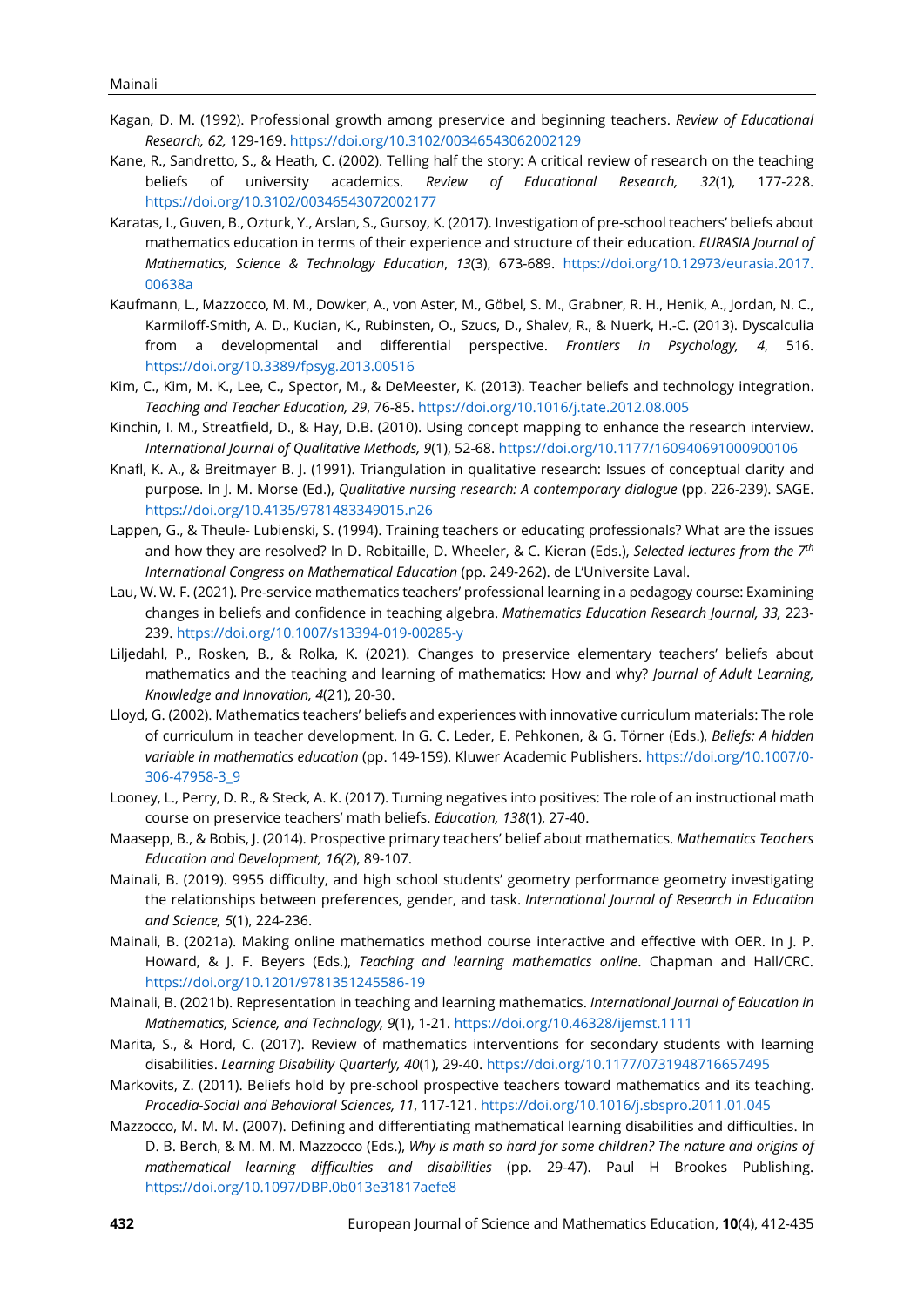Kagan, D. M. (1992). Professional growth among preservice and beginning teachers. *Review of Educational Research, 62,* 129-169. https://doi.org/10.3102/00346543062002129

Kane, R., Sandretto, S., & Heath, C. (2002). Telling half the story: A critical review of research on the teaching beliefs of university academics. *Review of Educational Research, 32*(1), 177-228. https://doi.org/10.3102/00346543072002177

Karatas, I., Guven, B., Ozturk, Y., Arslan, S., Gursoy, K. (2017). Investigation of pre-school teachers' beliefs about mathematics education in terms of their experience and structure of their education. *EURASIA Journal of Mathematics, Science & Technology Education*, *13*(3), 673-689. https://doi.org/10.12973/eurasia.2017.00638a

Kaufmann, L., Mazzocco, M. M., Dowker, A., von Aster, M., Göbel, S. M., Grabner, R. H., Henik, A., Jordan, N. C., Karmiloff-Smith, A. D., Kucian, K., Rubinsten, O., Szucs, D., Shalev, R., & Nuerk, H.-C. (2013). Dyscalculia from a developmental and differential perspective. *Frontiers in Psychology, 4*, 516. https://doi.org/10.3389/fpsyg.2013.00516

Kim, C., Kim, M. K., Lee, C., Spector, M., & DeMeester, K. (2013). Teacher beliefs and technology integration. *Teaching and Teacher Education, 29*, 76-85. https://doi.org/10.1016/j.tate.2012.08.005

Kinchin, I. M., Streatfield, D., & Hay, D.B. (2010). Using concept mapping to enhance the research interview. *International Journal of Qualitative Methods, 9*(1), 52-68. https://doi.org/10.1177/160940691000900106

Knafl, K. A., & Breitmayer B. J. (1991). Triangulation in qualitative research: Issues of conceptual clarity and purpose. In J. M. Morse (Ed.), *Qualitative nursing research: A contemporary dialogue* (pp. 226-239). SAGE. https://doi.org/10.4135/9781483349015.n26

Lappen, G., & Theule- Lubienski, S. (1994). Training teachers or educating professionals? What are the issues and how they are resolved? In D. Robitaille, D. Wheeler, & C. Kieran (Eds.), *Selected lectures from the 7th International Congress on Mathematical Education* (pp. 249-262). de L'Universite Laval.

Lau, W. W. F. (2021). Pre-service mathematics teachers' professional learning in a pedagogy course: Examining changes in beliefs and confidence in teaching algebra. *Mathematics Education Research Journal, 33,* 223-239. https://doi.org/10.1007/s13394-019-00285-y

Liljedahl, P., Rosken, B., & Rolka, K. (2021). Changes to preservice elementary teachers' beliefs about mathematics and the teaching and learning of mathematics: How and why? *Journal of Adult Learning, Knowledge and Innovation, 4*(21), 20-30.

Lloyd, G. (2002). Mathematics teachers' beliefs and experiences with innovative curriculum materials: The role of curriculum in teacher development. In G. C. Leder, E. Pehkonen, & G. Törner (Eds.), *Beliefs: A hidden variable in mathematics education* (pp. 149-159). Kluwer Academic Publishers. https://doi.org/10.1007/0-306-47958-3_9

Looney, L., Perry, D. R., & Steck, A. K. (2017). Turning negatives into positives: The role of an instructional math course on preservice teachers' math beliefs. *Education, 138*(1), 27-40.

Maasepp, B., & Bobis, J. (2014). Prospective primary teachers' belief about mathematics. *Mathematics Teachers Education and Development, 16(2*), 89-107.

Mainali, B. (2019). 9955 difficulty, and high school students' geometry performance geometry investigating the relationships between preferences, gender, and task. *International Journal of Research in Education and Science, 5*(1), 224-236.

Mainali, B. (2021a). Making online mathematics method course interactive and effective with OER. In J. P. Howard, & J. F. Beyers (Eds.), *Teaching and learning mathematics online*. Chapman and Hall/CRC. https://doi.org/10.1201/9781351245586-19

Mainali, B. (2021b). Representation in teaching and learning mathematics. *International Journal of Education in Mathematics, Science, and Technology, 9*(1), 1-21. https://doi.org/10.46328/ijemst.1111

Marita, S., & Hord, C. (2017). Review of mathematics interventions for secondary students with learning disabilities. *Learning Disability Quarterly, 40*(1), 29-40. https://doi.org/10.1177/0731948716657495

Markovits, Z. (2011). Beliefs hold by pre-school prospective teachers toward mathematics and its teaching. *Procedia-Social and Behavioral Sciences, 11*, 117-121. https://doi.org/10.1016/j.sbspro.2011.01.045

Mazzocco, M. M. M. (2007). Defining and differentiating mathematical learning disabilities and difficulties. In D. B. Berch, & M. M. M. Mazzocco (Eds.), *Why is math so hard for some children? The nature and origins of mathematical learning difficulties and disabilities* (pp. 29-47). Paul H Brookes Publishing. https://doi.org/10.1097/DBP.0b013e31817aefe8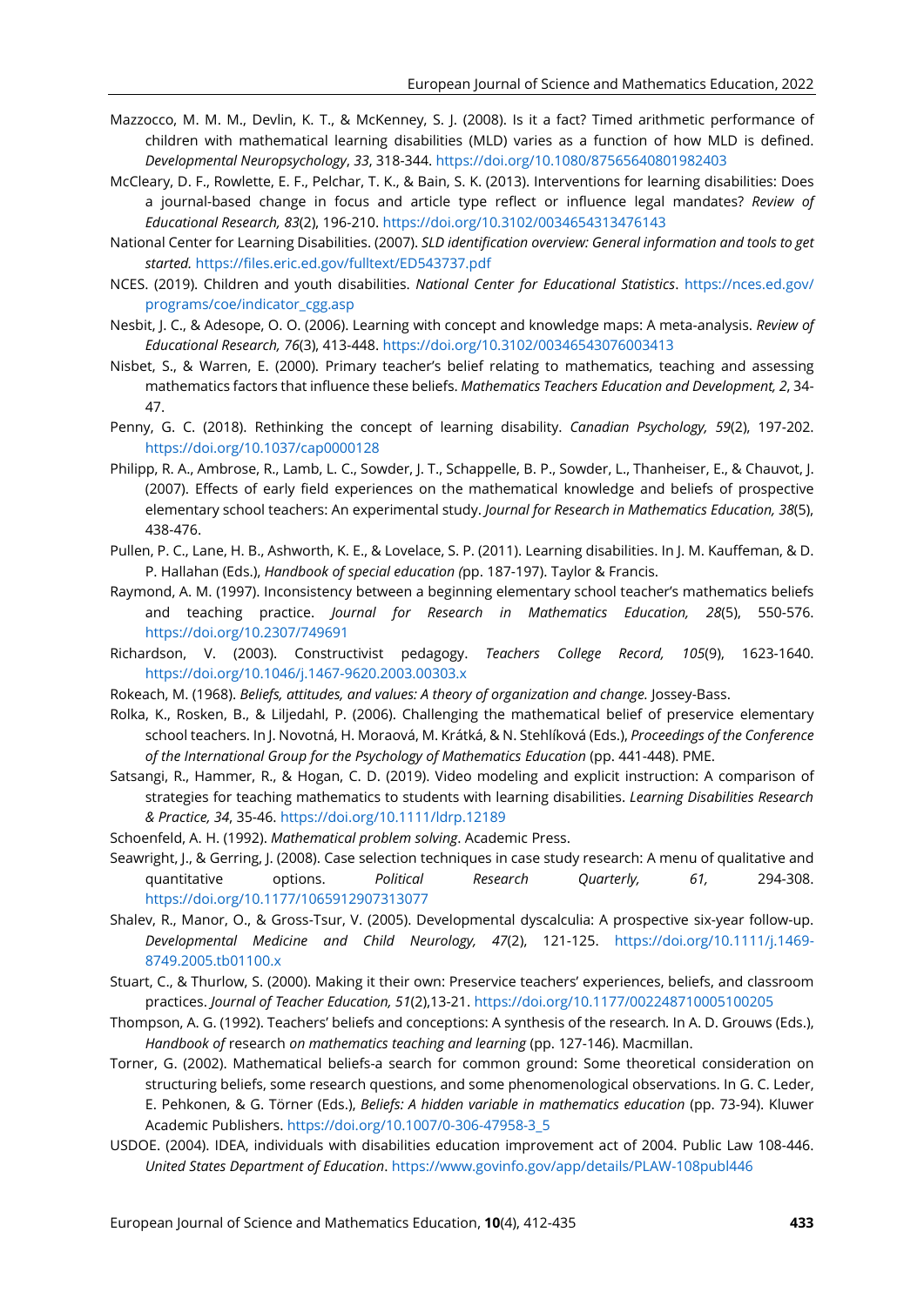Mazzocco, M. M. M., Devlin, K. T., & McKenney, S. J. (2008). Is it a fact? Timed arithmetic performance of children with mathematical learning disabilities (MLD) varies as a function of how MLD is defined. *Developmental Neuropsychology*, *33*, 318-344. https://doi.org/10.1080/87565640801982403

McCleary, D. F., Rowlette, E. F., Pelchar, T. K., & Bain, S. K. (2013). Interventions for learning disabilities: Does a journal-based change in focus and article type reflect or influence legal mandates? *Review of Educational Research, 83*(2), 196-210. https://doi.org/10.3102/0034654313476143

National Center for Learning Disabilities. (2007). *SLD identification overview: General information and tools to get started.* https://files.eric.ed.gov/fulltext/ED543737.pdf

NCES. (2019). Children and youth disabilities. *National Center for Educational Statistics*. https://nces.ed.gov/programs/coe/indicator_cgg.asp

Nesbit, J. C., & Adesope, O. O. (2006). Learning with concept and knowledge maps: A meta-analysis. *Review of Educational Research, 76*(3), 413-448. https://doi.org/10.3102/00346543076003413

Nisbet, S., & Warren, E. (2000). Primary teacher's belief relating to mathematics, teaching and assessing mathematics factors that influence these beliefs. *Mathematics Teachers Education and Development, 2*, 34-47.

Penny, G. C. (2018). Rethinking the concept of learning disability. *Canadian Psychology, 59*(2), 197-202. https://doi.org/10.1037/cap0000128

Philipp, R. A., Ambrose, R., Lamb, L. C., Sowder, J. T., Schappelle, B. P., Sowder, L., Thanheiser, E., & Chauvot, J. (2007). Effects of early field experiences on the mathematical knowledge and beliefs of prospective elementary school teachers: An experimental study. *Journal for Research in Mathematics Education, 38*(5), 438-476.

Pullen, P. C., Lane, H. B., Ashworth, K. E., & Lovelace, S. P. (2011). Learning disabilities. In J. M. Kauffeman, & D. P. Hallahan (Eds.), *Handbook of special education (*pp. 187-197). Taylor & Francis.

Raymond, A. M. (1997). Inconsistency between a beginning elementary school teacher's mathematics beliefs and teaching practice. *Journal for Research in Mathematics Education, 28*(5), 550-576. https://doi.org/10.2307/749691

Richardson, V. (2003). Constructivist pedagogy. *Teachers College Record, 105*(9), 1623-1640. https://doi.org/10.1046/j.1467-9620.2003.00303.x

Rokeach, M. (1968). *Beliefs, attitudes, and values: A theory of organization and change.* Jossey-Bass.

Rolka, K., Rosken, B., & Liljedahl, P. (2006). Challenging the mathematical belief of preservice elementary school teachers. In J. Novotná, H. Moraová, M. Krátká, & N. Stehlíková (Eds.), *Proceedings of the Conference of the International Group for the Psychology of Mathematics Education* (pp. 441-448). PME.

Satsangi, R., Hammer, R., & Hogan, C. D. (2019). Video modeling and explicit instruction: A comparison of strategies for teaching mathematics to students with learning disabilities. *Learning Disabilities Research & Practice, 34*, 35-46. https://doi.org/10.1111/ldrp.12189

Schoenfeld, A. H. (1992). *Mathematical problem solving*. Academic Press.

Seawright, J., & Gerring, J. (2008). Case selection techniques in case study research: A menu of qualitative and quantitative options. *Political Research Quarterly, 61,* 294-308. https://doi.org/10.1177/1065912907313077

Shalev, R., Manor, O., & Gross-Tsur, V. (2005). Developmental dyscalculia: A prospective six-year follow-up. *Developmental Medicine and Child Neurology, 47*(2), 121-125. https://doi.org/10.1111/j.1469-8749.2005.tb01100.x

Stuart, C., & Thurlow, S. (2000). Making it their own: Preservice teachers' experiences, beliefs, and classroom practices. *Journal of Teacher Education, 51*(2),13-21. https://doi.org/10.1177/002248710005100205

Thompson, A. G. (1992). Teachers' beliefs and conceptions: A synthesis of the research. In A. D. Grouws (Eds.), *Handbook of* research *on mathematics teaching and learning* (pp. 127-146). Macmillan.

Torner, G. (2002). Mathematical beliefs-a search for common ground: Some theoretical consideration on structuring beliefs, some research questions, and some phenomenological observations. In G. C. Leder, E. Pehkonen, & G. Törner (Eds.), *Beliefs: A hidden variable in mathematics education* (pp. 73-94). Kluwer Academic Publishers. https://doi.org/10.1007/0-306-47958-3_5

USDOE. (2004). IDEA, individuals with disabilities education improvement act of 2004. Public Law 108-446. *United States Department of Education*. https://www.govinfo.gov/app/details/PLAW-108publ446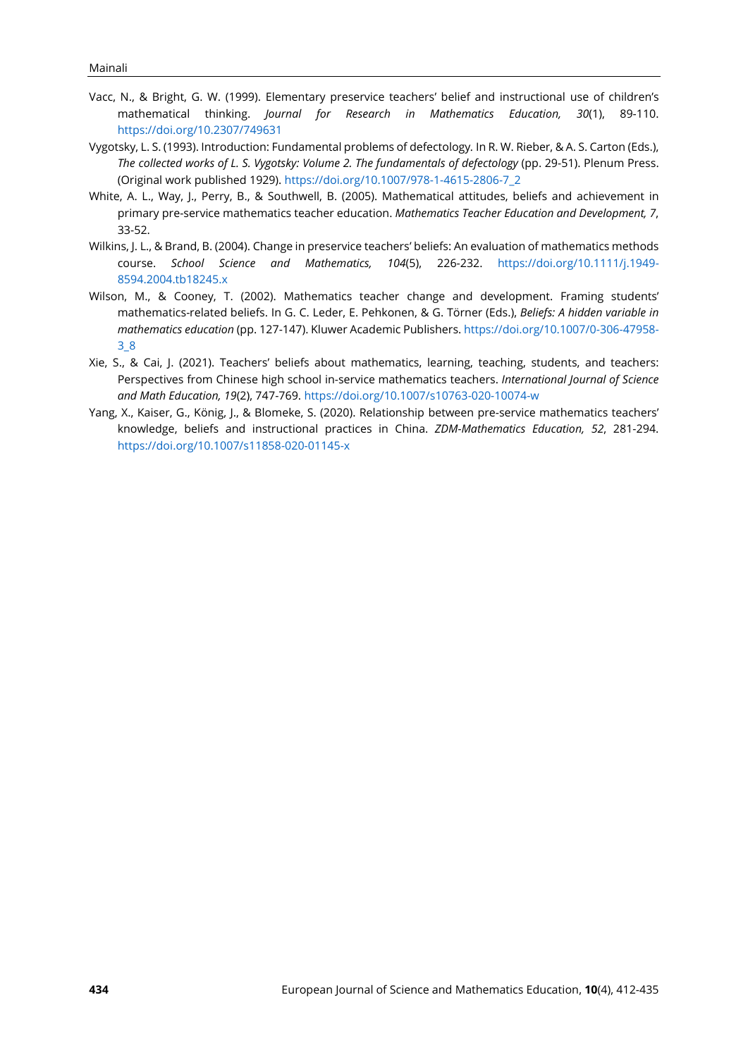Vacc, N., & Bright, G. W. (1999). Elementary preservice teachers' belief and instructional use of children's mathematical thinking. *Journal for Research in Mathematics Education, 30*(1), 89-110. https://doi.org/10.2307/749631

Vygotsky, L. S. (1993). Introduction: Fundamental problems of defectology. In R. W. Rieber, & A. S. Carton (Eds.), *The collected works of L. S. Vygotsky: Volume 2. The fundamentals of defectology* (pp. 29-51). Plenum Press. (Original work published 1929). https://doi.org/10.1007/978-1-4615-2806-7_2

White, A. L., Way, J., Perry, B., & Southwell, B. (2005). Mathematical attitudes, beliefs and achievement in primary pre-service mathematics teacher education. *Mathematics Teacher Education and Development, 7*, 33-52.

Wilkins, J. L., & Brand, B. (2004). Change in preservice teachers' beliefs: An evaluation of mathematics methods course. *School Science and Mathematics, 104*(5), 226-232. https://doi.org/10.1111/j.1949-8594.2004.tb18245.x

Wilson, M., & Cooney, T. (2002). Mathematics teacher change and development. Framing students' mathematics-related beliefs. In G. C. Leder, E. Pehkonen, & G. Törner (Eds.), *Beliefs: A hidden variable in mathematics education* (pp. 127-147). Kluwer Academic Publishers. https://doi.org/10.1007/0-306-47958-3_8

Xie, S., & Cai, J. (2021). Teachers' beliefs about mathematics, learning, teaching, students, and teachers: Perspectives from Chinese high school in-service mathematics teachers. *International Journal of Science and Math Education, 19*(2), 747-769. https://doi.org/10.1007/s10763-020-10074-w

Yang, X., Kaiser, G., König, J., & Blomeke, S. (2020). Relationship between pre-service mathematics teachers' knowledge, beliefs and instructional practices in China. *ZDM-Mathematics Education, 52*, 281-294. https://doi.org/10.1007/s11858-020-01145-x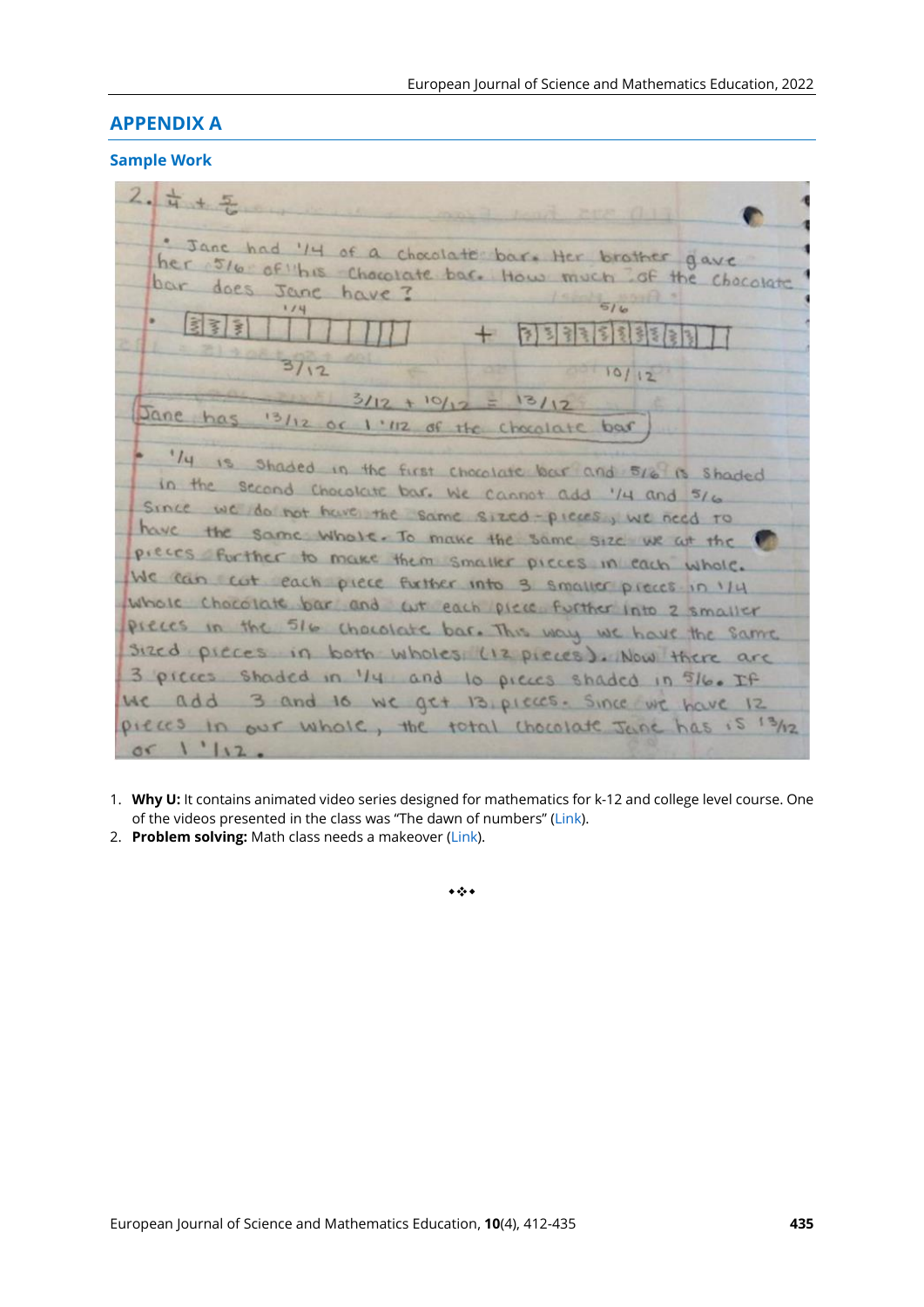## APPENDIX A

### Sample Work

2. $\frac{1}{4} + \frac{5}{6}$

- Jane had 1/4 of a chocolate bar. Her brother gave her 5/6 of his chocolate bar. How much of the chocolate bar does Jane have?

- 1/4 + 5/6

3/12 10/12

3/12 + 10/12 = 13/12

Jane has 13/12 or 1 1/12 of the chocolate bar

- 1/4 is shaded in the first chocolate bar and 5/6 is shaded in the second chocolate bar. We cannot add 1/4 and 5/6 since we do not have the same sized-pieces, we need to have the same whole. To make the same size we cut the pieces further to make them smaller pieces in each whole. We can cut each piece further into 3 smaller pieces in 1/4 whole chocolate bar and cut each piece further into 2 smaller pieces in the 5/6 chocolate bar. This way we have the same sized pieces in both wholes (12 pieces). Now there are 3 pieces shaded in 1/4 and 10 pieces shaded in 5/6. If we add 3 and 10 we get 13 pieces. Since we have 12 pieces in our whole, the total chocolate Jane has is 13/12 or 1 1/12.

1. **Why U:** It contains animated video series designed for mathematics for k-12 and college level course. One of the videos presented in the class was "The dawn of numbers" (Link).
2. **Problem solving:** Math class needs a makeover (Link).